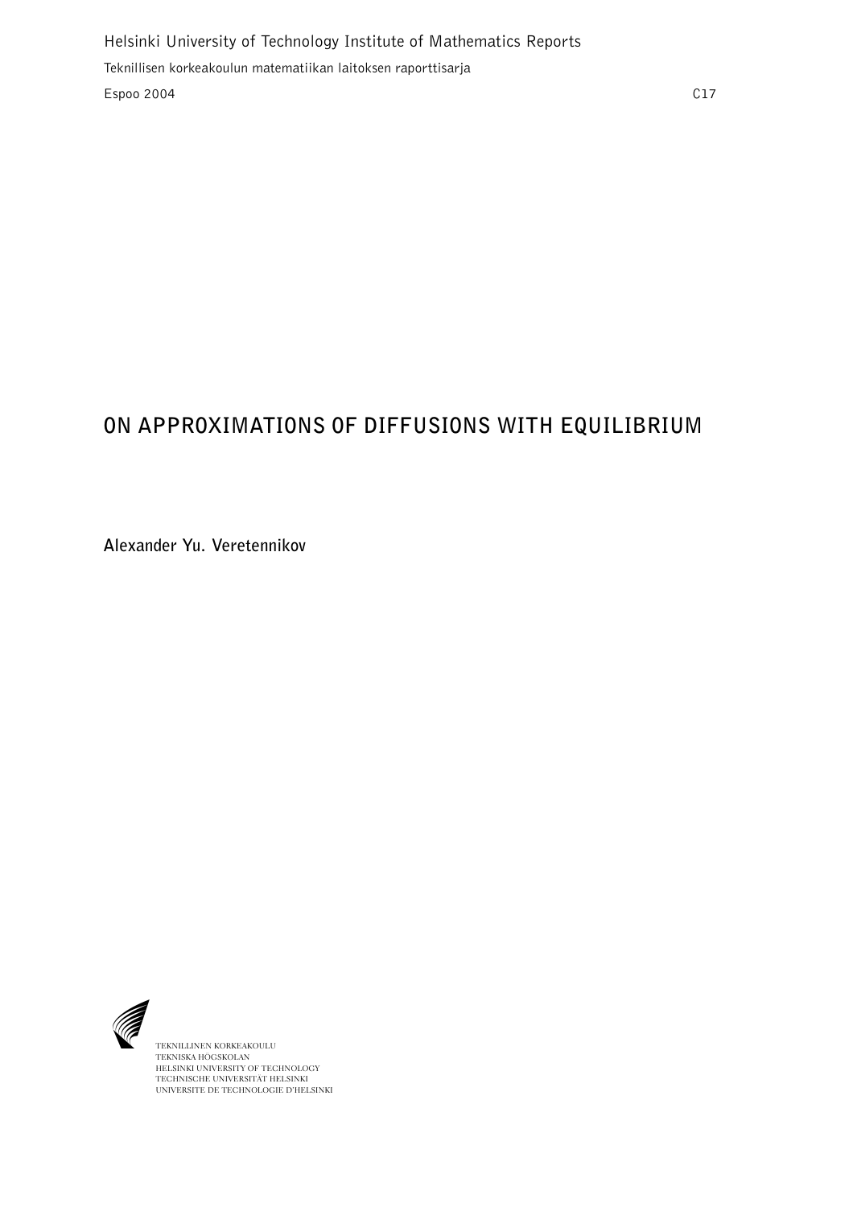Helsinki University of Technology Institute of Mathematics Reports

Teknillisen korkeakoulun matematiikan laitoksen raporttisarja

Espoo 2004

C17

# ON APPROXIMATIONS OF DIFFUSIONS WITH EQUILIBRIUM

**Alexander Yu. Veretennikov**

TEKNILLINEN KORKEAKOULU
TEKNISKA HÖGSKOLAN
HELSINKI UNIVERSITY OF TECHNOLOGY
TECHNISCHE UNIVERSITÄT HELSINKI
UNIVERSITE DE TECHNOLOGIE D'HELSINKI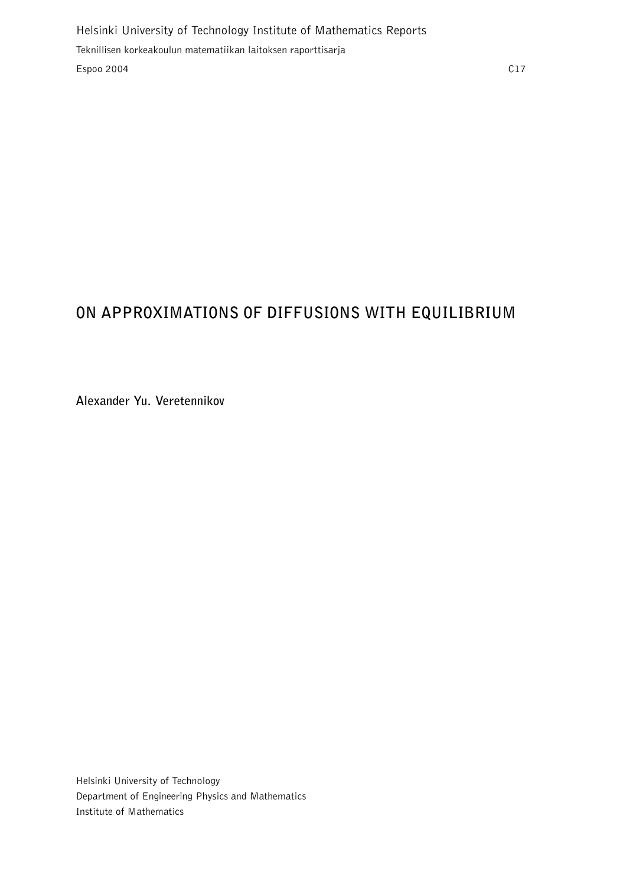Helsinki University of Technology Institute of Mathematics Reports

Teknillisen korkeakoulun matematiikan laitoksen raporttisarja

Espoo 2004 C17

# ON APPROXIMATIONS OF DIFFUSIONS WITH EQUILIBRIUM

**Alexander Yu. Veretennikov**

Helsinki University of Technology
Department of Engineering Physics and Mathematics
Institute of Mathematics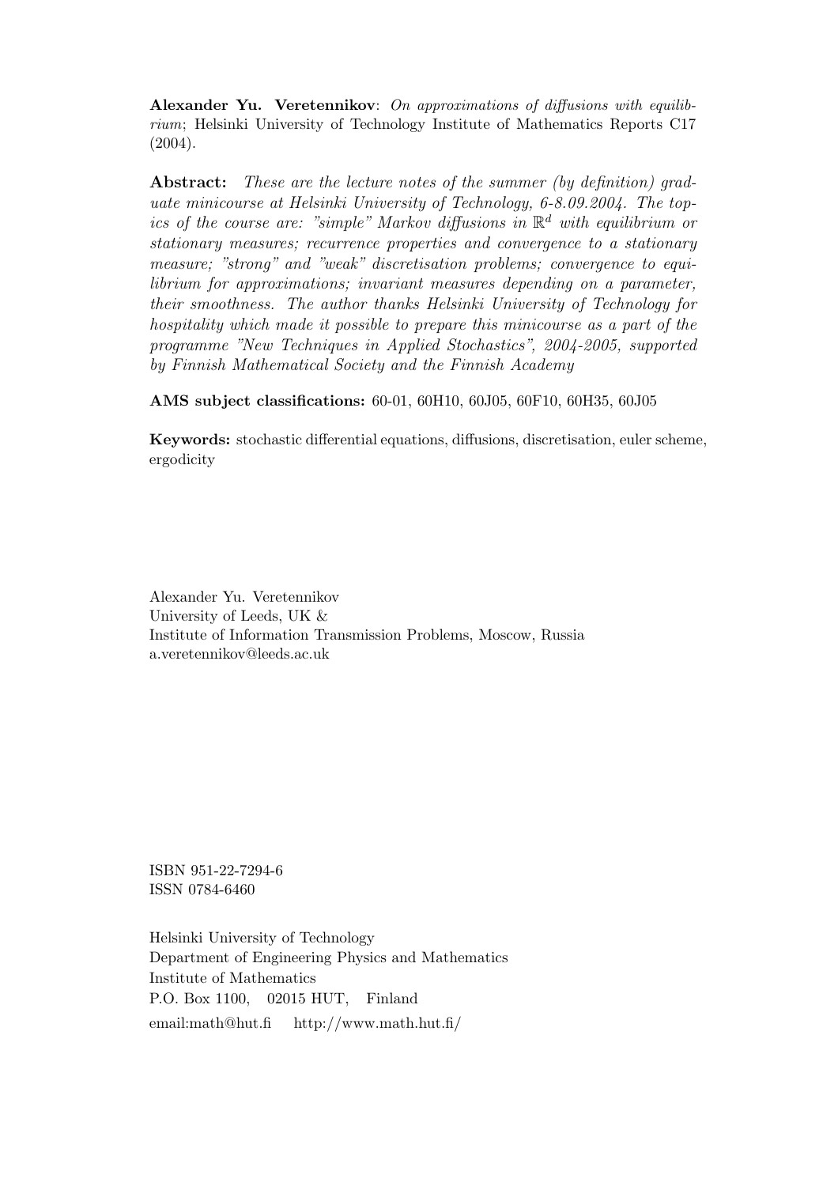**Alexander Yu. Veretennikov**: *On approximations of diffusions with equilibrium*; Helsinki University of Technology Institute of Mathematics Reports C17 (2004).

**Abstract:** *These are the lecture notes of the summer (by definition) graduate minicourse at Helsinki University of Technology, 6-8.09.2004. The topics of the course are: "simple" Markov diffusions in $\mathbb{R}^d$ with equilibrium or stationary measures; recurrence properties and convergence to a stationary measure; "strong" and "weak" discretisation problems; convergence to equilibrium for approximations; invariant measures depending on a parameter, their smoothness. The author thanks Helsinki University of Technology for hospitality which made it possible to prepare this minicourse as a part of the programme "New Techniques in Applied Stochastics", 2004-2005, supported by Finnish Mathematical Society and the Finnish Academy*

**AMS subject classifications:** 60-01, 60H10, 60J05, 60F10, 60H35, 60J05

**Keywords:** stochastic differential equations, diffusions, discretisation, euler scheme, ergodicity

Alexander Yu. Veretennikov
University of Leeds, UK &
Institute of Information Transmission Problems, Moscow, Russia
a.veretennikov@leeds.ac.uk

ISBN 951-22-7294-6
ISSN 0784-6460

Helsinki University of Technology
Department of Engineering Physics and Mathematics
Institute of Mathematics
P.O. Box 1100, 02015 HUT, Finland
email:math@hut.fi http://www.math.hut.fi/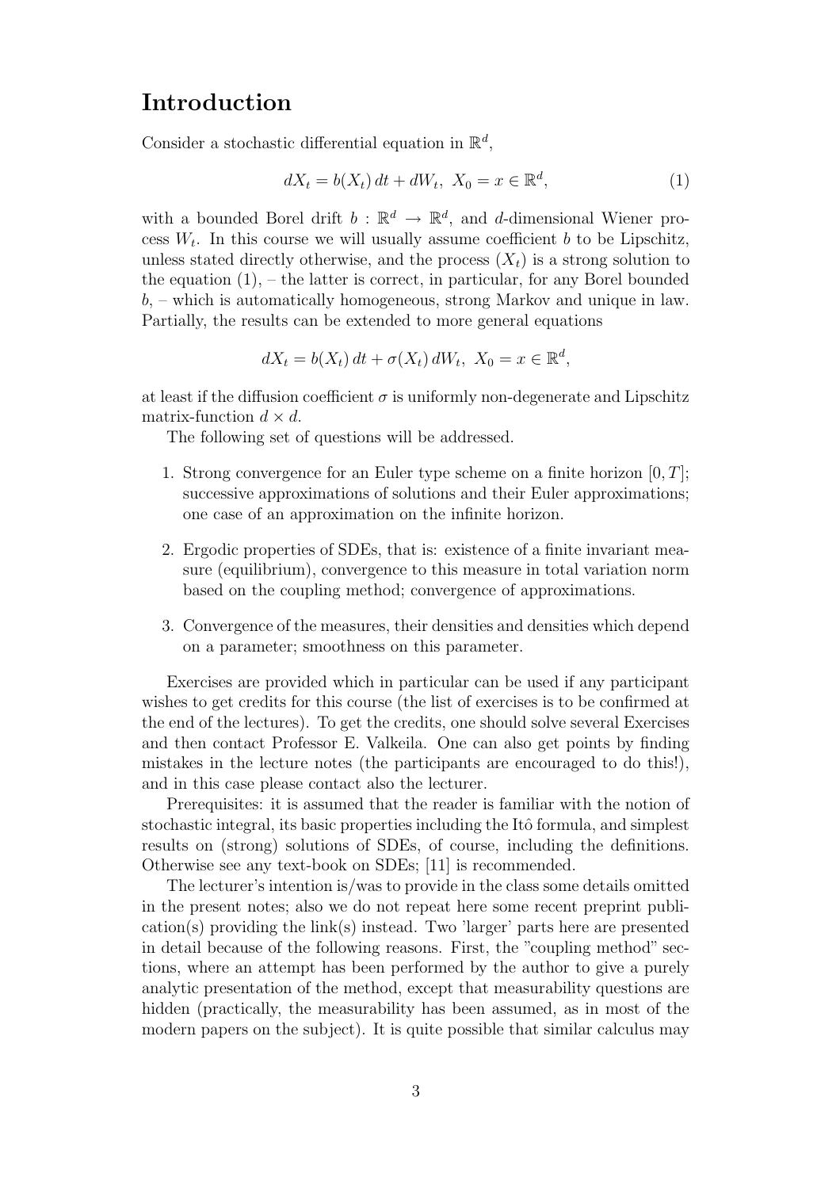# Introduction

Consider a stochastic differential equation in $\mathbb{R}^d$,

$$dX_t = b(X_t)\,dt + dW_t,\ X_0 = x \in \mathbb{R}^d, \tag{1}$$

with a bounded Borel drift $b : \mathbb{R}^d \to \mathbb{R}^d$, and $d$-dimensional Wiener process $W_t$. In this course we will usually assume coefficient $b$ to be Lipschitz, unless stated directly otherwise, and the process $(X_t)$ is a strong solution to the equation (1), – the latter is correct, in particular, for any Borel bounded $b$, – which is automatically homogeneous, strong Markov and unique in law. Partially, the results can be extended to more general equations

$$dX_t = b(X_t)\,dt + \sigma(X_t)\,dW_t,\ X_0 = x \in \mathbb{R}^d,$$

at least if the diffusion coefficient $\sigma$ is uniformly non-degenerate and Lipschitz matrix-function $d \times d$.

The following set of questions will be addressed.

1. Strong convergence for an Euler type scheme on a finite horizon $[0, T]$; successive approximations of solutions and their Euler approximations; one case of an approximation on the infinite horizon.
2. Ergodic properties of SDEs, that is: existence of a finite invariant measure (equilibrium), convergence to this measure in total variation norm based on the coupling method; convergence of approximations.
3. Convergence of the measures, their densities and densities which depend on a parameter; smoothness on this parameter.

Exercises are provided which in particular can be used if any participant wishes to get credits for this course (the list of exercises is to be confirmed at the end of the lectures). To get the credits, one should solve several Exercises and then contact Professor E. Valkeila. One can also get points by finding mistakes in the lecture notes (the participants are encouraged to do this!), and in this case please contact also the lecturer.

Prerequisites: it is assumed that the reader is familiar with the notion of stochastic integral, its basic properties including the Itô formula, and simplest results on (strong) solutions of SDEs, of course, including the definitions. Otherwise see any text-book on SDEs; [11] is recommended.

The lecturer's intention is/was to provide in the class some details omitted in the present notes; also we do not repeat here some recent preprint publication(s) providing the link(s) instead. Two 'larger' parts here are presented in detail because of the following reasons. First, the "coupling method" sections, where an attempt has been performed by the author to give a purely analytic presentation of the method, except that measurability questions are hidden (practically, the measurability has been assumed, as in most of the modern papers on the subject). It is quite possible that similar calculus may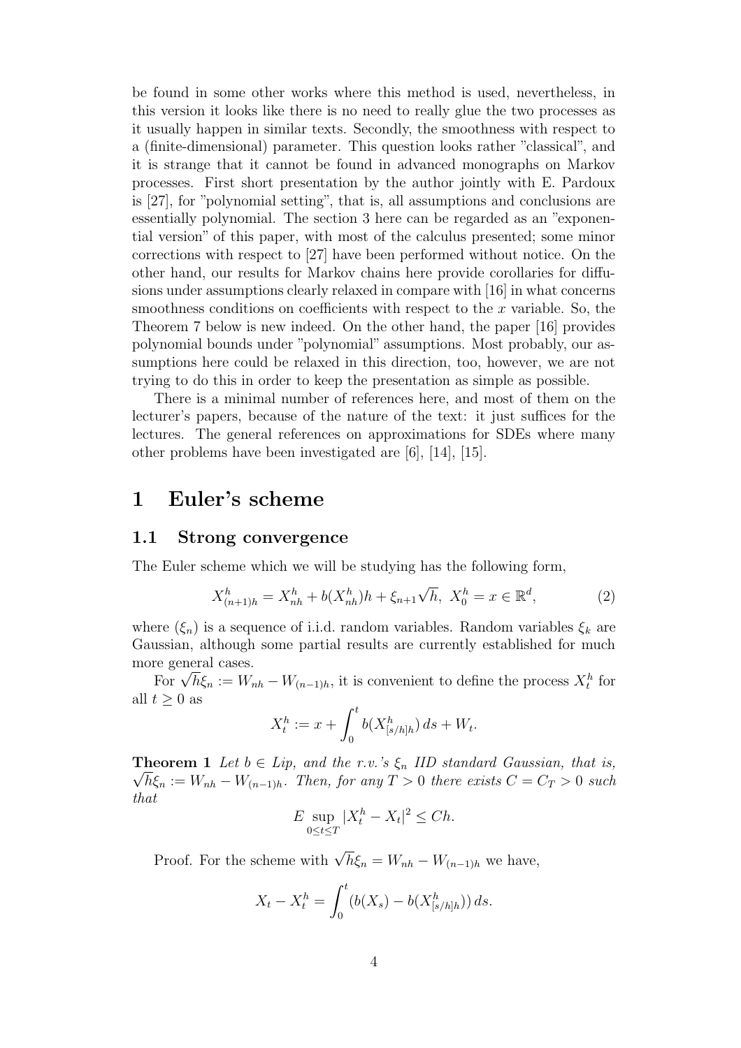be found in some other works where this method is used, nevertheless, in this version it looks like there is no need to really glue the two processes as it usually happen in similar texts. Secondly, the smoothness with respect to a (finite-dimensional) parameter. This question looks rather "classical", and it is strange that it cannot be found in advanced monographs on Markov processes. First short presentation by the author jointly with E. Pardoux is [27], for "polynomial setting", that is, all assumptions and conclusions are essentially polynomial. The section 3 here can be regarded as an "exponential version" of this paper, with most of the calculus presented; some minor corrections with respect to [27] have been performed without notice. On the other hand, our results for Markov chains here provide corollaries for diffusions under assumptions clearly relaxed in compare with [16] in what concerns smoothness conditions on coefficients with respect to the $x$ variable. So, the Theorem 7 below is new indeed. On the other hand, the paper [16] provides polynomial bounds under "polynomial" assumptions. Most probably, our assumptions here could be relaxed in this direction, too, however, we are not trying to do this in order to keep the presentation as simple as possible.

There is a minimal number of references here, and most of them on the lecturer's papers, because of the nature of the text: it just suffices for the lectures. The general references on approximations for SDEs where many other problems have been investigated are [6], [14], [15].

# 1 Euler's scheme

## 1.1 Strong convergence

The Euler scheme which we will be studying has the following form,

$$X^h_{(n+1)h} = X^h_{nh} + b(X^h_{nh})h + \xi_{n+1}\sqrt{h}, \ X^h_0 = x \in \mathbb{R}^d, \tag{2}$$

where $(\xi_n)$ is a sequence of i.i.d. random variables. Random variables $\xi_k$ are Gaussian, although some partial results are currently established for much more general cases.

For $\sqrt{h}\xi_n := W_{nh} - W_{(n-1)h}$, it is convenient to define the process $X^h_t$ for all $t \geq 0$ as

$$X^h_t := x + \int_0^t b(X^h_{[s/h]h})\, ds + W_t.$$

**Theorem 1** *Let $b \in Lip$, and the r.v.'s $\xi_n$ IID standard Gaussian, that is, $\sqrt{h}\xi_n := W_{nh} - W_{(n-1)h}$. Then, for any $T > 0$ there exists $C = C_T > 0$ such that*

$$E \sup_{0\leq t\leq T} |X^h_t - X_t|^2 \leq Ch.$$

Proof. For the scheme with $\sqrt{h}\xi_n = W_{nh} - W_{(n-1)h}$ we have,

$$X_t - X^h_t = \int_0^t (b(X_s) - b(X^h_{[s/h]h}))\, ds.$$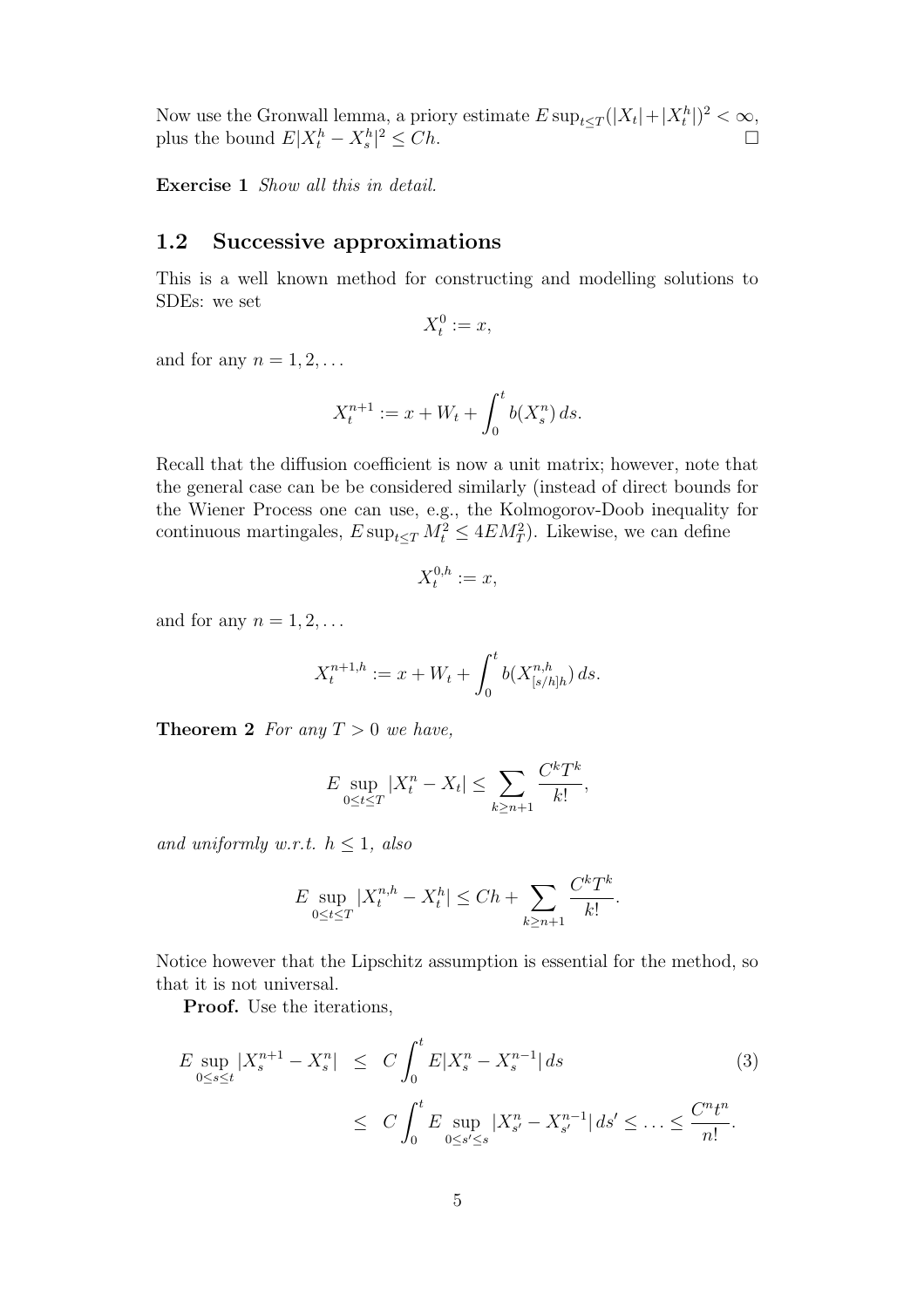Now use the Gronwall lemma, a priory estimate $E\sup_{t\le T}(|X_t|+|X^h_t|)^2<\infty$, plus the bound $E|X^h_t - X^h_s|^2 \le Ch$. $\square$

**Exercise 1** *Show all this in detail.*

## 1.2 Successive approximations

This is a well known method for constructing and modelling solutions to SDEs: we set

$$X^0_t := x,$$

and for any $n = 1, 2, \ldots$

$$X^{n+1}_t := x + W_t + \int_0^t b(X^n_s)\, ds.$$

Recall that the diffusion coefficient is now a unit matrix; however, note that the general case can be be considered similarly (instead of direct bounds for the Wiener Process one can use, e.g., the Kolmogorov-Doob inequality for continuous martingales, $E\sup_{t\le T} M^2_t \le 4EM^2_T$). Likewise, we can define

$$X^{0,h}_t := x,$$

and for any $n = 1, 2, \ldots$

$$X^{n+1,h}_t := x + W_t + \int_0^t b(X^{n,h}_{[s/h]h})\, ds.$$

**Theorem 2** *For any $T > 0$ we have,*

$$E\sup_{0\le t\le T} |X^n_t - X_t| \le \sum_{k\ge n+1} \frac{C^k T^k}{k!},$$

*and uniformly w.r.t. $h \le 1$, also*

$$E\sup_{0\le t\le T} |X^{n,h}_t - X^h_t| \le Ch + \sum_{k\ge n+1} \frac{C^k T^k}{k!}.$$

Notice however that the Lipschitz assumption is essential for the method, so that it is not universal.

**Proof.** Use the iterations,

$$\begin{aligned} E\sup_{0\le s\le t} |X^{n+1}_s - X^n_s| &\le C\int_0^t E|X^n_s - X^{n-1}_s|\, ds \qquad (3)\\ &\le C\int_0^t E\sup_{0\le s'\le s} |X^n_{s'} - X^{n-1}_{s'}|\, ds' \le \ldots \le \frac{C^n t^n}{n!}. \end{aligned}$$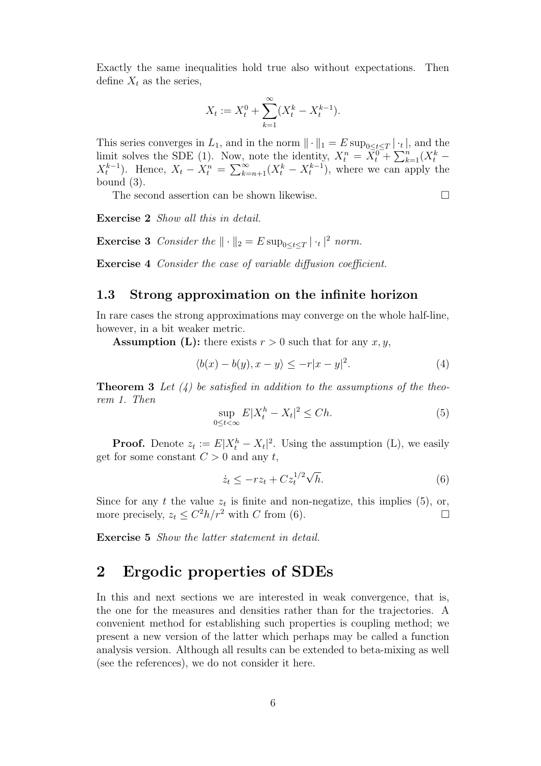Exactly the same inequalities hold true also without expectations. Then define $X_t$ as the series,

$$X_t := X_t^0 + \sum_{k=1}^{\infty}(X_t^k - X_t^{k-1}).$$

This series converges in $L_1$, and in the norm $\| \cdot \|_1 = E \sup_{0 \le t \le T} | \cdot_t |$, and the limit solves the SDE (1). Now, note the identity, $X_t^n = X_t^0 + \sum_{k=1}^n (X_t^k - X_t^{k-1})$. Hence, $X_t - X_t^n = \sum_{k=n+1}^{\infty}(X_t^k - X_t^{k-1})$, where we can apply the bound (3).

The second assertion can be shown likewise. □

**Exercise 2** *Show all this in detail.*

**Exercise 3** *Consider the $\| \cdot \|_2 = E \sup_{0 \le t \le T} | \cdot_t |^2$ norm.*

**Exercise 4** *Consider the case of variable diffusion coefficient.*

### 1.3 Strong approximation on the infinite horizon

In rare cases the strong approximations may converge on the whole half-line, however, in a bit weaker metric.

**Assumption (L):** there exists $r > 0$ such that for any $x, y$,

$$\langle b(x) - b(y), x - y \rangle \le -r|x - y|^2. \tag{4}$$

**Theorem 3** *Let (4) be satisfied in addition to the assumptions of the theorem 1. Then*

$$\sup_{0 \le t < \infty} E|X_t^h - X_t|^2 \le Ch. \tag{5}$$

**Proof.** Denote $z_t := E|X_t^h - X_t|^2$. Using the assumption (L), we easily get for some constant $C > 0$ and any $t$,

$$\dot{z}_t \le -r z_t + C z_t^{1/2}\sqrt{h}. \tag{6}$$

Since for any $t$ the value $z_t$ is finite and non-negatize, this implies (5), or, more precisely, $z_t \le C^2 h / r^2$ with $C$ from (6). □

**Exercise 5** *Show the latter statement in detail.*

## 2 Ergodic properties of SDEs

In this and next sections we are interested in weak convergence, that is, the one for the measures and densities rather than for the trajectories. A convenient method for establishing such properties is coupling method; we present a new version of the latter which perhaps may be called a function analysis version. Although all results can be extended to beta-mixing as well (see the references), we do not consider it here.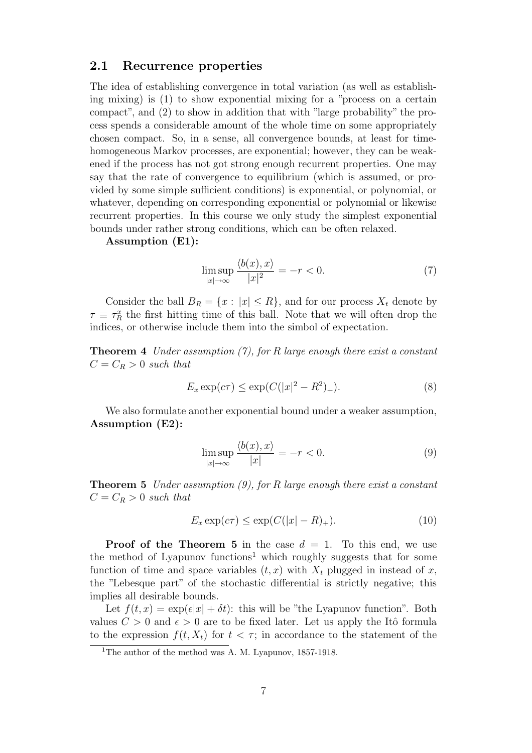## 2.1 Recurrence properties

The idea of establishing convergence in total variation (as well as establishing mixing) is (1) to show exponential mixing for a "process on a certain compact", and (2) to show in addition that with "large probability" the process spends a considerable amount of the whole time on some appropriately chosen compact. So, in a sense, all convergence bounds, at least for time-homogeneous Markov processes, are exponential; however, they can be weakened if the process has not got strong enough recurrent properties. One may say that the rate of convergence to equilibrium (which is assumed, or provided by some simple sufficient conditions) is exponential, or polynomial, or whatever, depending on corresponding exponential or polynomial or likewise recurrent properties. In this course we only study the simplest exponential bounds under rather strong conditions, which can be often relaxed.

**Assumption (E1):**

$$\limsup_{|x|\to\infty} \frac{\langle b(x), x\rangle}{|x|^2} = -r < 0. \tag{7}$$

Consider the ball $B_R = \{x : \, |x| \le R\}$, and for our process $X_t$ denote by $\tau \equiv \tau_R^x$ the first hitting time of this ball. Note that we will often drop the indices, or otherwise include them into the simbol of expectation.

**Theorem 4** *Under assumption (7), for $R$ large enough there exist a constant $C = C_R > 0$ such that*

$$E_x \exp(c\tau) \le \exp(C(|x|^2 - R^2)_+). \tag{8}$$

We also formulate another exponential bound under a weaker assumption,
**Assumption (E2):**

$$\limsup_{|x|\to\infty} \frac{\langle b(x), x\rangle}{|x|} = -r < 0. \tag{9}$$

**Theorem 5** *Under assumption (9), for $R$ large enough there exist a constant $C = C_R > 0$ such that*

$$E_x \exp(c\tau) \le \exp(C(|x| - R)_+). \tag{10}$$

**Proof of the Theorem 5** in the case $d = 1$. To this end, we use the method of Lyapunov functions[1] which roughly suggests that for some function of time and space variables $(t, x)$ with $X_t$ plugged in instead of $x$, the "Lebesque part" of the stochastic differential is strictly negative; this implies all desirable bounds.

Let $f(t, x) = \exp(\epsilon|x| + \delta t)$: this will be "the Lyapunov function". Both values $C > 0$ and $\epsilon > 0$ are to be fixed later. Let us apply the Itô formula to the expression $f(t, X_t)$ for $t < \tau$; in accordance to the statement of the

[1] The author of the method was A. M. Lyapunov, 1857-1918.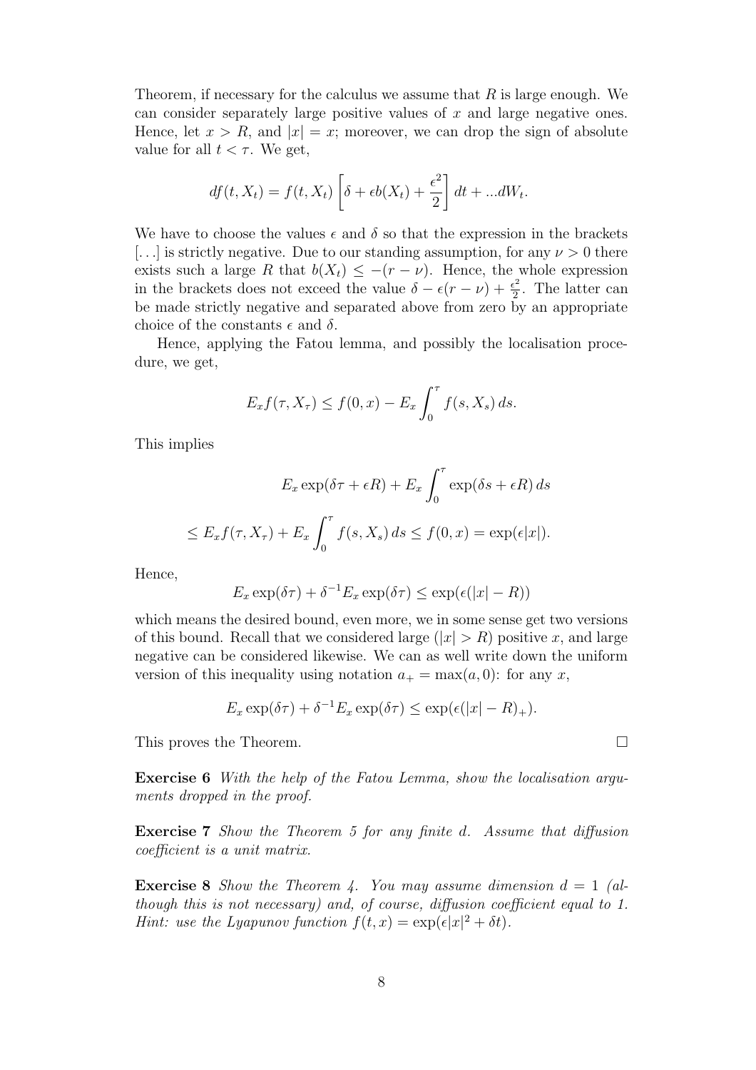Theorem, if necessary for the calculus we assume that $R$ is large enough. We can consider separately large positive values of $x$ and large negative ones. Hence, let $x > R$, and $|x| = x$; moreover, we can drop the sign of absolute value for all $t < \tau$. We get,

$$df(t, X_t) = f(t, X_t) \left[ \delta + \epsilon b(X_t) + \frac{\epsilon^2}{2} \right] dt + ...dW_t.$$

We have to choose the values $\epsilon$ and $\delta$ so that the expression in the brackets [...] is strictly negative. Due to our standing assumption, for any $\nu > 0$ there exists such a large $R$ that $b(X_t) \le -(r - \nu)$. Hence, the whole expression in the brackets does not exceed the value $\delta - \epsilon(r - \nu) + \frac{\epsilon^2}{2}$. The latter can be made strictly negative and separated above from zero by an appropriate choice of the constants $\epsilon$ and $\delta$.

Hence, applying the Fatou lemma, and possibly the localisation procedure, we get,

$$E_x f(\tau, X_\tau) \le f(0, x) - E_x \int_0^\tau f(s, X_s)\, ds.$$

This implies

$$E_x \exp(\delta\tau + \epsilon R) + E_x \int_0^\tau \exp(\delta s + \epsilon R)\, ds$$

$$\le E_x f(\tau, X_\tau) + E_x \int_0^\tau f(s, X_s)\, ds \le f(0, x) = \exp(\epsilon |x|).$$

Hence,

$$E_x \exp(\delta\tau) + \delta^{-1} E_x \exp(\delta\tau) \le \exp(\epsilon(|x| - R))$$

which means the desired bound, even more, we in some sense get two versions of this bound. Recall that we considered large ($|x| > R$) positive $x$, and large negative can be considered likewise. We can as well write down the uniform version of this inequality using notation $a_+ = \max(a, 0)$: for any $x$,

$$E_x \exp(\delta\tau) + \delta^{-1} E_x \exp(\delta\tau) \le \exp(\epsilon(|x| - R)_+).$$

This proves the Theorem. □

**Exercise 6** *With the help of the Fatou Lemma, show the localisation arguments dropped in the proof.*

**Exercise 7** *Show the Theorem 5 for any finite d. Assume that diffusion coefficient is a unit matrix.*

**Exercise 8** *Show the Theorem 4. You may assume dimension $d = 1$ (although this is not necessary) and, of course, diffusion coefficient equal to 1. Hint: use the Lyapunov function $f(t, x) = \exp(\epsilon |x|^2 + \delta t)$.*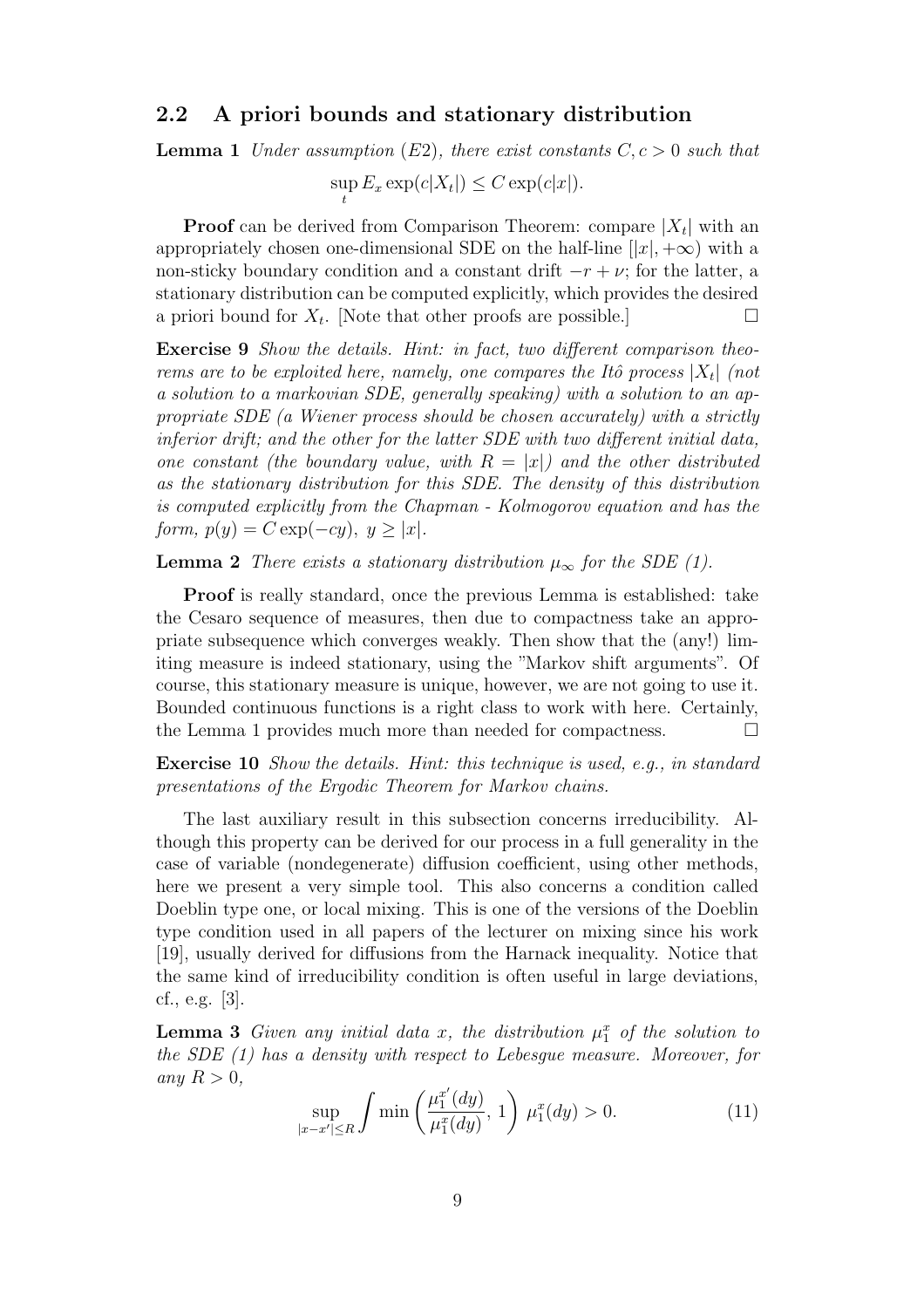## 2.2 A priori bounds and stationary distribution

**Lemma 1** *Under assumption (E2), there exist constants $C, c > 0$ such that*

$$\sup_t E_x \exp(c|X_t|) \le C \exp(c|x|).$$

**Proof** can be derived from Comparison Theorem: compare $|X_t|$ with an appropriately chosen one-dimensional SDE on the half-line $[|x|, +\infty)$ with a non-sticky boundary condition and a constant drift $-r + \nu$; for the latter, a stationary distribution can be computed explicitly, which provides the desired a priori bound for $X_t$. [Note that other proofs are possible.] $\square$

**Exercise 9** *Show the details. Hint: in fact, two different comparison theorems are to be exploited here, namely, one compares the Itô process $|X_t|$ (not a solution to a markovian SDE, generally speaking) with a solution to an appropriate SDE (a Wiener process should be chosen accurately) with a strictly inferior drift; and the other for the latter SDE with two different initial data, one constant (the boundary value, with $R = |x|$) and the other distributed as the stationary distribution for this SDE. The density of this distribution is computed explicitly from the Chapman - Kolmogorov equation and has the form, $p(y) = C \exp(-cy)$, $y \ge |x|$.*

**Lemma 2** *There exists a stationary distribution $\mu_\infty$ for the SDE (1).*

**Proof** is really standard, once the previous Lemma is established: take the Cesaro sequence of measures, then due to compactness take an appropriate subsequence which converges weakly. Then show that the (any!) limiting measure is indeed stationary, using the "Markov shift arguments". Of course, this stationary measure is unique, however, we are not going to use it. Bounded continuous functions is a right class to work with here. Certainly, the Lemma 1 provides much more than needed for compactness. $\square$

**Exercise 10** *Show the details. Hint: this technique is used, e.g., in standard presentations of the Ergodic Theorem for Markov chains.*

The last auxiliary result in this subsection concerns irreducibility. Although this property can be derived for our process in a full generality in the case of variable (nondegenerate) diffusion coefficient, using other methods, here we present a very simple tool. This also concerns a condition called Doeblin type one, or local mixing. This is one of the versions of the Doeblin type condition used in all papers of the lecturer on mixing since his work [19], usually derived for diffusions from the Harnack inequality. Notice that the same kind of irreducibility condition is often useful in large deviations, cf., e.g. [3].

**Lemma 3** *Given any initial data $x$, the distribution $\mu^x_1$ of the solution to the SDE (1) has a density with respect to Lebesgue measure. Moreover, for any $R > 0$,*

$$\sup_{|x-x'| \le R} \int \min\left(\frac{\mu^{x'}_1(dy)}{\mu^x_1(dy)}, 1\right) \mu^x_1(dy) > 0. \tag{11}$$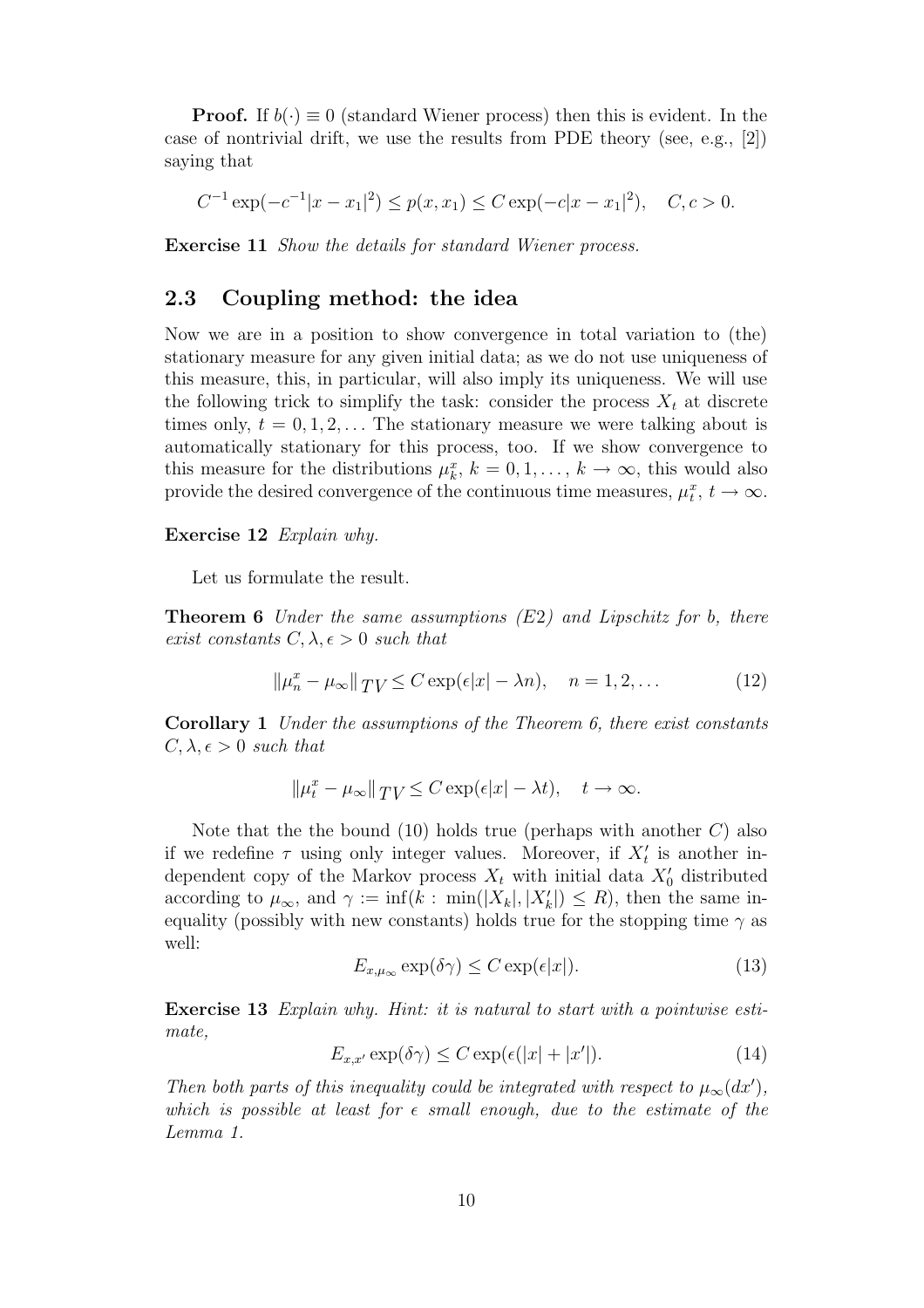**Proof.** If $b(\cdot) \equiv 0$ (standard Wiener process) then this is evident. In the case of nontrivial drift, we use the results from PDE theory (see, e.g., [2]) saying that

$$C^{-1}\exp(-c^{-1}|x-x_1|^2) \le p(x,x_1) \le C\exp(-c|x-x_1|^2), \quad C,c>0.$$

**Exercise 11** *Show the details for standard Wiener process.*

## 2.3 Coupling method: the idea

Now we are in a position to show convergence in total variation to (the) stationary measure for any given initial data; as we do not use uniqueness of this measure, this, in particular, will also imply its uniqueness. We will use the following trick to simplify the task: consider the process $X_t$ at discrete times only, $t = 0, 1, 2, \ldots$ The stationary measure we were talking about is automatically stationary for this process, too. If we show convergence to this measure for the distributions $\mu_k^x$, $k = 0, 1, \ldots$, $k \to \infty$, this would also provide the desired convergence of the continuous time measures, $\mu_t^x$, $t \to \infty$.

**Exercise 12** *Explain why.*

Let us formulate the result.

**Theorem 6** *Under the same assumptions (E2) and Lipschitz for b, there exist constants $C, \lambda, \epsilon > 0$ such that*

$$\|\mu_n^x - \mu_\infty\|_{TV} \le C\exp(\epsilon|x| - \lambda n), \quad n = 1, 2, \ldots \tag{12}$$

**Corollary 1** *Under the assumptions of the Theorem 6, there exist constants $C, \lambda, \epsilon > 0$ such that*

$$\|\mu_t^x - \mu_\infty\|_{TV} \le C\exp(\epsilon|x| - \lambda t), \quad t \to \infty.$$

Note that the the bound (10) holds true (perhaps with another $C$) also if we redefine $\tau$ using only integer values. Moreover, if $X'_t$ is another independent copy of the Markov process $X_t$ with initial data $X'_0$ distributed according to $\mu_\infty$, and $\gamma := \inf(k : \min(|X_k|, |X'_k|) \le R)$, then the same inequality (possibly with new constants) holds true for the stopping time $\gamma$ as well:

$$E_{x,\mu_\infty}\exp(\delta\gamma) \le C\exp(\epsilon|x|). \tag{13}$$

**Exercise 13** *Explain why. Hint: it is natural to start with a pointwise estimate,*

$$E_{x,x'}\exp(\delta\gamma) \le C\exp(\epsilon(|x| + |x'|)). \tag{14}$$

*Then both parts of this inequality could be integrated with respect to $\mu_\infty(dx')$, which is possible at least for $\epsilon$ small enough, due to the estimate of the Lemma 1.*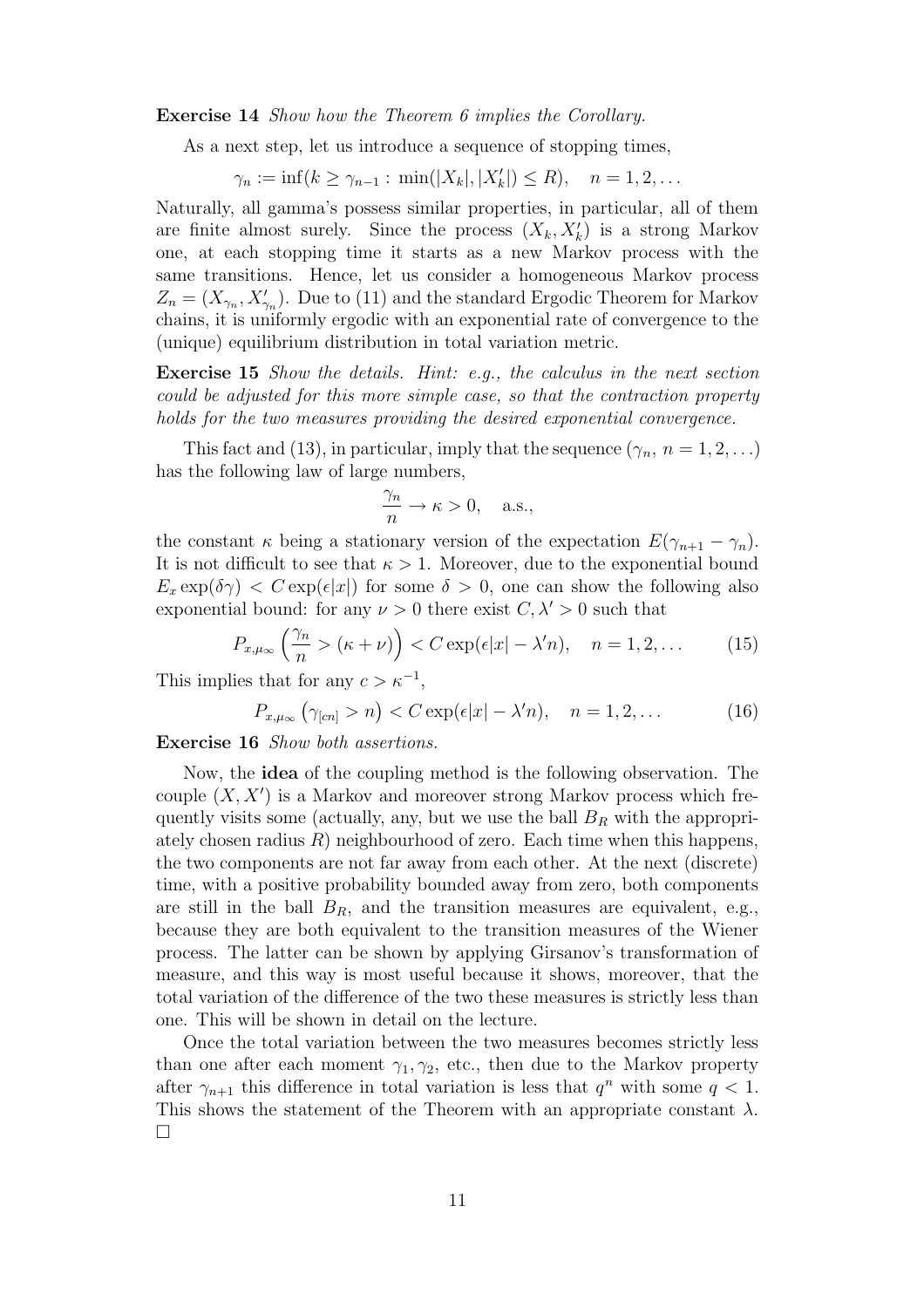**Exercise 14** *Show how the Theorem 6 implies the Corollary.*

As a next step, let us introduce a sequence of stopping times,

$$\gamma_n := \inf(k \geq \gamma_{n-1} : \min(|X_k|, |X'_k|) \leq R), \quad n = 1, 2, \ldots$$

Naturally, all gamma's possess similar properties, in particular, all of them are finite almost surely. Since the process $(X_k, X'_k)$ is a strong Markov one, at each stopping time it starts as a new Markov process with the same transitions. Hence, let us consider a homogeneous Markov process $Z_n = (X_{\gamma_n}, X'_{\gamma_n})$. Due to (11) and the standard Ergodic Theorem for Markov chains, it is uniformly ergodic with an exponential rate of convergence to the (unique) equilibrium distribution in total variation metric.

**Exercise 15** *Show the details. Hint: e.g., the calculus in the next section could be adjusted for this more simple case, so that the contraction property holds for the two measures providing the desired exponential convergence.*

This fact and (13), in particular, imply that the sequence $(\gamma_n, n = 1, 2, \ldots)$ has the following law of large numbers,

$$\frac{\gamma_n}{n} \to \kappa > 0, \quad \text{a.s.},$$

the constant $\kappa$ being a stationary version of the expectation $E(\gamma_{n+1} - \gamma_n)$. It is not difficult to see that $\kappa > 1$. Moreover, due to the exponential bound $E_x \exp(\delta\gamma) < C\exp(\epsilon|x|)$ for some $\delta > 0$, one can show the following also exponential bound: for any $\nu > 0$ there exist $C, \lambda' > 0$ such that

$$P_{x,\mu_\infty}\left(\frac{\gamma_n}{n} > (\kappa + \nu)\right) < C\exp(\epsilon|x| - \lambda' n), \quad n = 1, 2, \ldots \tag{15}$$

This implies that for any $c > \kappa^{-1}$,

$$P_{x,\mu_\infty}\left(\gamma_{[cn]} > n\right) < C\exp(\epsilon|x| - \lambda' n), \quad n = 1, 2, \ldots \tag{16}$$

**Exercise 16** *Show both assertions.*

Now, the **idea** of the coupling method is the following observation. The couple $(X, X')$ is a Markov and moreover strong Markov process which frequently visits some (actually, any, but we use the ball $B_R$ with the appropriately chosen radius $R$) neighbourhood of zero. Each time when this happens, the two components are not far away from each other. At the next (discrete) time, with a positive probability bounded away from zero, both components are still in the ball $B_R$, and the transition measures are equivalent, e.g., because they are both equivalent to the transition measures of the Wiener process. The latter can be shown by applying Girsanov's transformation of measure, and this way is most useful because it shows, moreover, that the total variation of the difference of the two these measures is strictly less than one. This will be shown in detail on the lecture.

Once the total variation between the two measures becomes strictly less than one after each moment $\gamma_1, \gamma_2$, etc., then due to the Markov property after $\gamma_{n+1}$ this difference in total variation is less that $q^n$ with some $q < 1$. This shows the statement of the Theorem with an appropriate constant $\lambda$. $\square$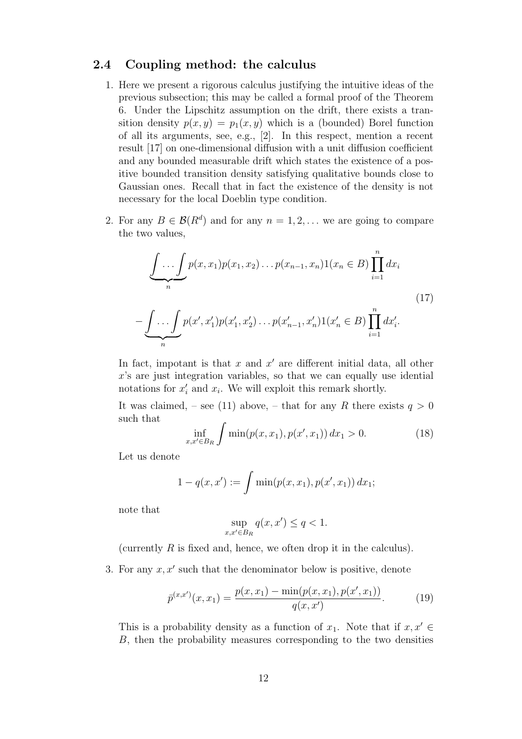### 2.4 Coupling method: the calculus

1. Here we present a rigorous calculus justifying the intuitive ideas of the previous subsection; this may be called a formal proof of the Theorem 6. Under the Lipschitz assumption on the drift, there exists a transition density $p(x, y) = p_1(x, y)$ which is a (bounded) Borel function of all its arguments, see, e.g., [2]. In this respect, mention a recent result [17] on one-dimensional diffusion with a unit diffusion coefficient and any bounded measurable drift which states the existence of a positive bounded transition density satisfying qualitative bounds close to Gaussian ones. Recall that in fact the existence of the density is not necessary for the local Doeblin type condition.

2. For any $B \in \mathcal{B}(R^d)$ and for any $n = 1, 2, \ldots$ we are going to compare the two values,

$$
\begin{aligned}
&\underbrace{\int \ldots \int}_{n} p(x, x_1) p(x_1, x_2) \ldots p(x_{n-1}, x_n) 1(x_n \in B) \prod_{i=1}^{n} dx_i \\
&- \underbrace{\int \ldots \int}_{n} p(x', x'_1) p(x'_1, x'_2) \ldots p(x'_{n-1}, x'_n) 1(x'_n \in B) \prod_{i=1}^{n} dx'_i .
\end{aligned}
\tag{17}
$$

In fact, impotant is that $x$ and $x'$ are different initial data, all other $x$'s are just integration variables, so that we can equally use idential notations for $x'_i$ and $x_i$. We will exploit this remark shortly.

It was claimed, – see (11) above, – that for any $R$ there exists $q > 0$ such that

$$
\inf_{x, x' \in B_R} \int \min(p(x, x_1), p(x', x_1))\, dx_1 > 0. \tag{18}
$$

Let us denote

$$
1 - q(x, x') := \int \min(p(x, x_1), p(x', x_1))\, dx_1;
$$

note that

$$
\sup_{x, x' \in B_R} q(x, x') \le q < 1.
$$

(currently $R$ is fixed and, hence, we often drop it in the calculus).

3. For any $x, x'$ such that the denominator below is positive, denote

$$
\bar{p}^{(x,x')}(x, x_1) = \frac{p(x, x_1) - \min(p(x, x_1), p(x', x_1))}{q(x, x')}. \tag{19}
$$

This is a probability density as a function of $x_1$. Note that if $x, x' \in B$, then the probability measures corresponding to the two densities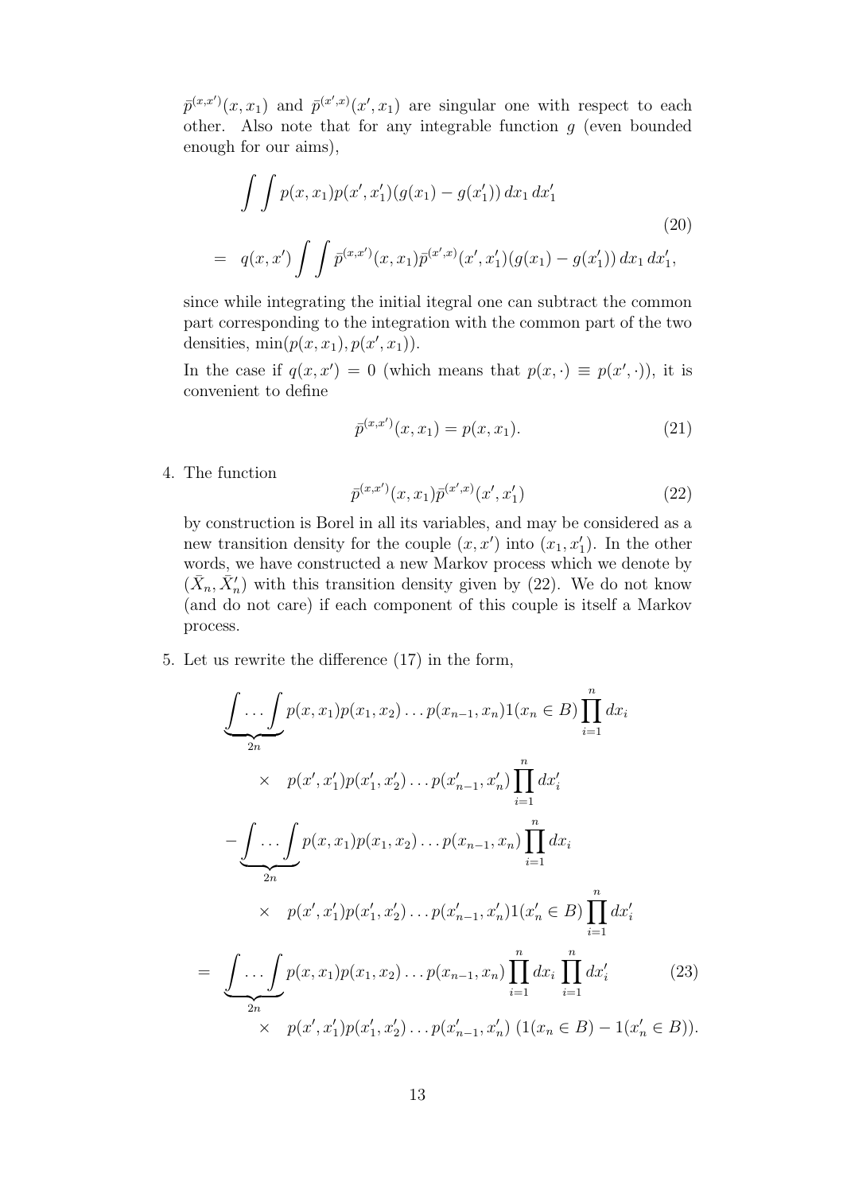$\bar{p}^{(x,x')}(x,x_1)$ and $\bar{p}^{(x',x)}(x',x_1)$ are singular one with respect to each other. Also note that for any integrable function $g$ (even bounded enough for our aims),

$$
\begin{aligned}
&\int\int p(x,x_1)p(x',x_1')(g(x_1)-g(x_1'))\,dx_1\,dx_1' \\
= \;& q(x,x')\int\int \bar{p}^{(x,x')}(x,x_1)\bar{p}^{(x',x)}(x',x_1')(g(x_1)-g(x_1'))\,dx_1\,dx_1',
\end{aligned}
\tag{20}
$$

since while integrating the initial itegral one can subtract the common part corresponding to the integration with the common part of the two densities, $\min(p(x,x_1),p(x',x_1))$.

In the case if $q(x,x')=0$ (which means that $p(x,\cdot)\equiv p(x',\cdot)$), it is convenient to define

$$
\bar{p}^{(x,x')}(x,x_1)=p(x,x_1). \tag{21}
$$

4. The function

$$
\bar{p}^{(x,x')}(x,x_1)\bar{p}^{(x',x)}(x',x_1') \tag{22}
$$

by construction is Borel in all its variables, and may be considered as a new transition density for the couple $(x,x')$ into $(x_1,x_1')$. In the other words, we have constructed a new Markov process which we denote by $(\bar{X}_n,\bar{X}_n')$ with this transition density given by (22). We do not know (and do not care) if each component of this couple is itself a Markov process.

5. Let us rewrite the difference (17) in the form,

$$
\begin{aligned}
&\underbrace{\int\cdots\int}_{2n} p(x,x_1)p(x_1,x_2)\ldots p(x_{n-1},x_n)1(x_n\in B)\prod_{i=1}^n dx_i \\
&\qquad\times\quad p(x',x_1')p(x_1',x_2')\ldots p(x_{n-1}',x_n')\prod_{i=1}^n dx_i' \\
&-\underbrace{\int\cdots\int}_{2n} p(x,x_1)p(x_1,x_2)\ldots p(x_{n-1},x_n)\prod_{i=1}^n dx_i \\
&\qquad\times\quad p(x',x_1')p(x_1',x_2')\ldots p(x_{n-1}',x_n')1(x_n'\in B)\prod_{i=1}^n dx_i' \\
=\;&\underbrace{\int\cdots\int}_{2n} p(x,x_1)p(x_1,x_2)\ldots p(x_{n-1},x_n)\prod_{i=1}^n dx_i\prod_{i=1}^n dx_i' \\
&\qquad\times\quad p(x',x_1')p(x_1',x_2')\ldots p(x_{n-1}',x_n')\,(1(x_n\in B)-1(x_n'\in B)).
\end{aligned}
\tag{23}
$$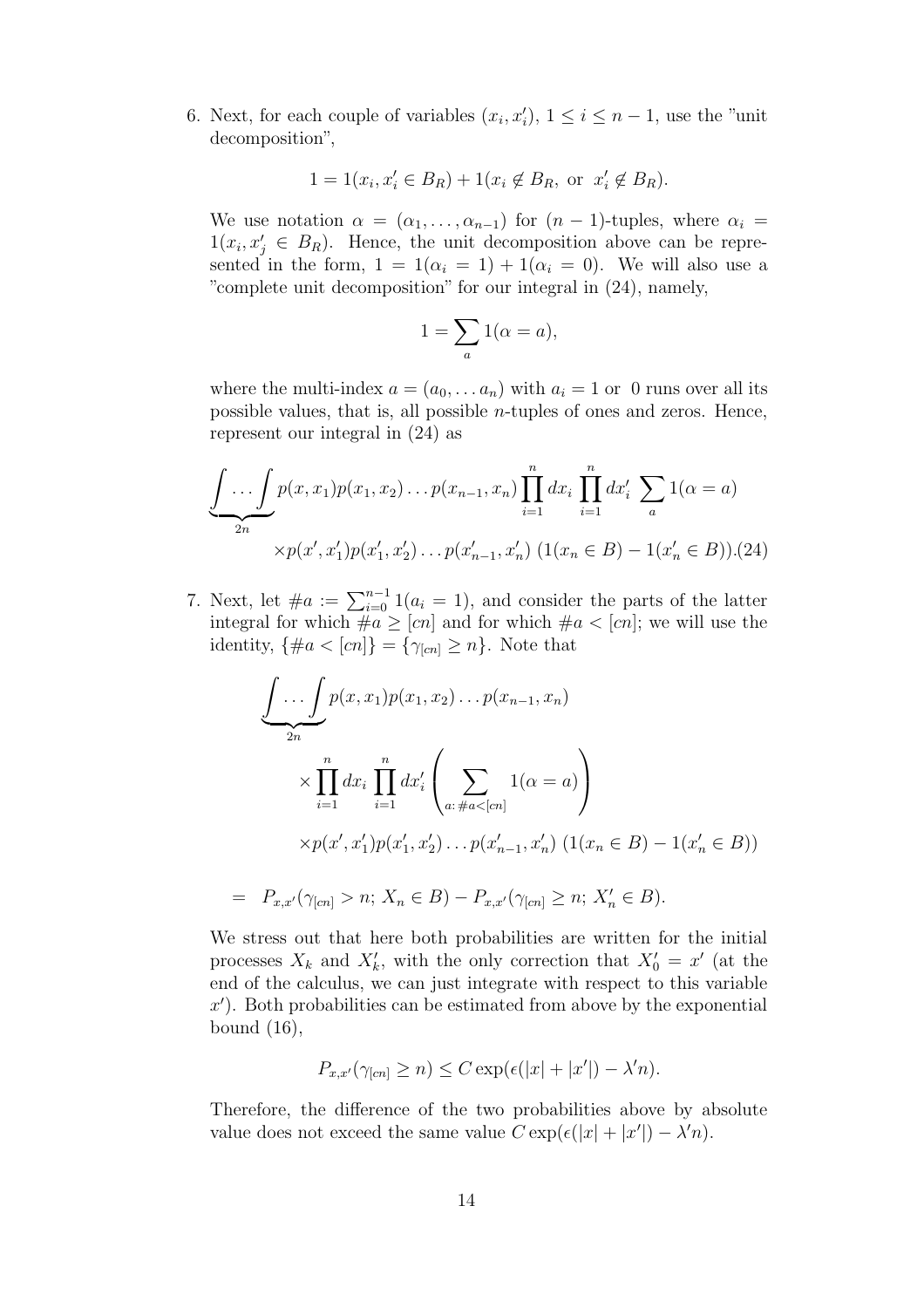6. Next, for each couple of variables $(x_i, x_i')$, $1 \le i \le n-1$, use the "unit decomposition",

$$1 = 1(x_i, x_i' \in B_R) + 1(x_i \notin B_R, \text{ or } x_i' \notin B_R).$$

We use notation $\alpha = (\alpha_1, \ldots, \alpha_{n-1})$ for $(n-1)$-tuples, where $\alpha_i = 1(x_i, x_j' \in B_R)$. Hence, the unit decomposition above can be represented in the form, $1 = 1(\alpha_i = 1) + 1(\alpha_i = 0)$. We will also use a "complete unit decomposition" for our integral in (24), namely,

$$1 = \sum_a 1(\alpha = a),$$

where the multi-index $a = (a_0, \ldots a_n)$ with $a_i = 1$ or $0$ runs over all its possible values, that is, all possible $n$-tuples of ones and zeros. Hence, represent our integral in (24) as

$$\underbrace{\int \ldots \int}_{2n} p(x, x_1)p(x_1, x_2)\ldots p(x_{n-1}, x_n) \prod_{i=1}^n dx_i \prod_{i=1}^n dx_i' \sum_a 1(\alpha = a)$$
$$\times p(x', x_1')p(x_1', x_2')\ldots p(x_{n-1}', x_n')\ (1(x_n \in B) - 1(x_n' \in B)). (24)$$

7. Next, let $\#a := \sum_{i=0}^{n-1} 1(a_i = 1)$, and consider the parts of the latter integral for which $\#a \ge [cn]$ and for which $\#a < [cn]$; we will use the identity, $\{\#a < [cn]\} = \{\gamma_{[cn]} \ge n\}$. Note that

$$\underbrace{\int \ldots \int}_{2n} p(x, x_1)p(x_1, x_2)\ldots p(x_{n-1}, x_n)$$
$$\times \prod_{i=1}^n dx_i \prod_{i=1}^n dx_i' \left(\sum_{a:\, \#a < [cn]} 1(\alpha = a)\right)$$
$$\times p(x', x_1')p(x_1', x_2')\ldots p(x_{n-1}', x_n')\ (1(x_n \in B) - 1(x_n' \in B))$$

$$= \; P_{x,x'}(\gamma_{[cn]} > n;\, X_n \in B) - P_{x,x'}(\gamma_{[cn]} \ge n;\, X_n' \in B).$$

We stress out that here both probabilities are written for the initial processes $X_k$ and $X_k'$, with the only correction that $X_0' = x'$ (at the end of the calculus, we can just integrate with respect to this variable $x'$). Both probabilities can be estimated from above by the exponential bound (16),

$$P_{x,x'}(\gamma_{[cn]} \ge n) \le C \exp(\epsilon(|x| + |x'|) - \lambda' n).$$

Therefore, the difference of the two probabilities above by absolute value does not exceed the same value $C \exp(\epsilon(|x| + |x'|) - \lambda' n)$.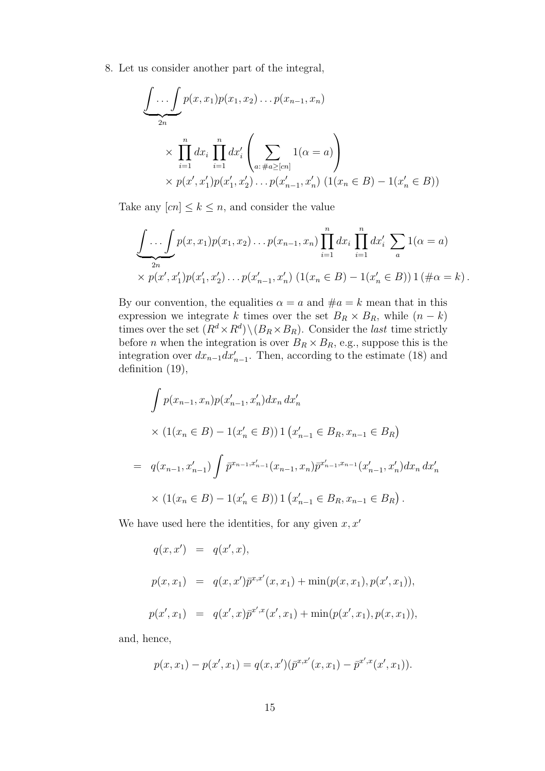8. Let us consider another part of the integral,

$$
\begin{aligned}
&\underbrace{\int \dots \int}_{2n} p(x, x_1)p(x_1, x_2)\dots p(x_{n-1}, x_n) \\
&\qquad \times \prod_{i=1}^{n} dx_i \prod_{i=1}^{n} dx'_i \left( \sum_{a:\, \#a \geq [cn]} 1(\alpha = a) \right) \\
&\qquad \times p(x', x'_1)p(x'_1, x'_2)\dots p(x'_{n-1}, x'_n) \; (1(x_n \in B) - 1(x'_n \in B))
\end{aligned}
$$

Take any $[cn] \leq k \leq n$, and consider the value

$$
\begin{aligned}
&\underbrace{\int \dots \int}_{2n} p(x, x_1)p(x_1, x_2)\dots p(x_{n-1}, x_n) \prod_{i=1}^{n} dx_i \prod_{i=1}^{n} dx'_i \sum_{a} 1(\alpha = a) \\
&\times p(x', x'_1)p(x'_1, x'_2)\dots p(x'_{n-1}, x'_n) \; (1(x_n \in B) - 1(x'_n \in B))\, 1\,(\#\alpha = k)\,.
\end{aligned}
$$

By our convention, the equalities $\alpha = a$ and $\#a = k$ mean that in this expression we integrate $k$ times over the set $B_R \times B_R$, while $(n-k)$ times over the set $(R^d \times R^d) \setminus (B_R \times B_R)$. Consider the *last* time strictly before $n$ when the integration is over $B_R \times B_R$, e.g., suppose this is the integration over $dx_{n-1}dx'_{n-1}$. Then, according to the estimate (18) and definition (19),

$$
\begin{aligned}
&\int p(x_{n-1}, x_n)p(x'_{n-1}, x'_n) dx_n \, dx'_n \\
&\quad \times (1(x_n \in B) - 1(x'_n \in B))\, 1\left(x'_{n-1} \in B_R, x_{n-1} \in B_R\right) \\
&= \; q(x_{n-1}, x'_{n-1}) \int \bar{p}^{x_{n-1}, x'_{n-1}}(x_{n-1}, x_n) \bar{p}^{x'_{n-1}, x_{n-1}}(x'_{n-1}, x'_n) dx_n \, dx'_n \\
&\quad \times (1(x_n \in B) - 1(x'_n \in B))\, 1\left(x'_{n-1} \in B_R, x_{n-1} \in B_R\right).
\end{aligned}
$$

We have used here the identities, for any given $x, x'$

$$
\begin{aligned}
q(x, x') &= q(x', x), \\
p(x, x_1) &= q(x, x')\bar{p}^{x,x'}(x, x_1) + \min(p(x, x_1), p(x', x_1)), \\
p(x', x_1) &= q(x', x)\bar{p}^{x',x}(x', x_1) + \min(p(x', x_1), p(x, x_1)),
\end{aligned}
$$

and, hence,

$$
p(x, x_1) - p(x', x_1) = q(x, x')(\bar{p}^{x,x'}(x, x_1) - \bar{p}^{x',x}(x', x_1)).
$$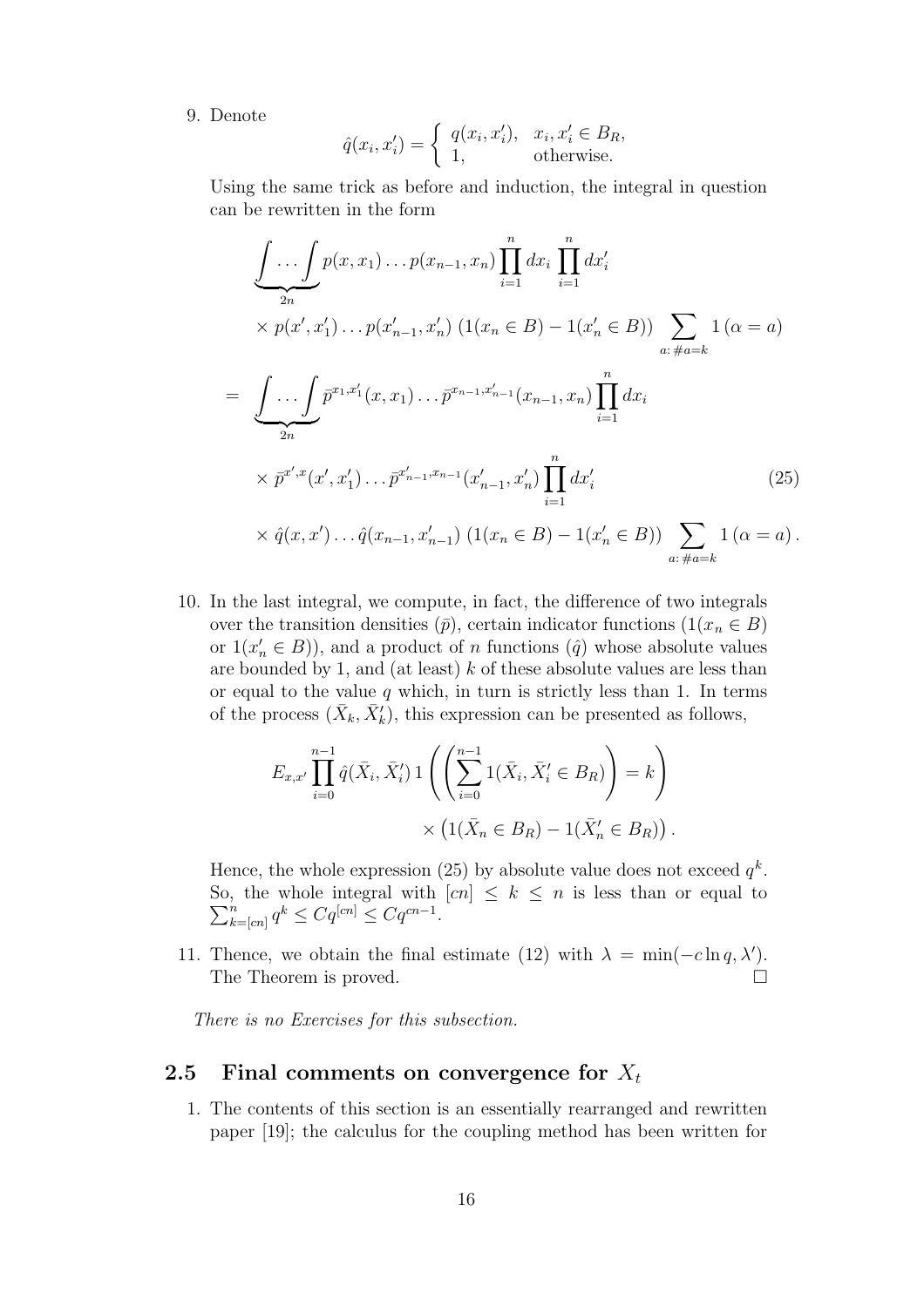9. Denote

$$\hat{q}(x_i, x_i') = \left\{ \begin{array}{ll} q(x_i, x_i'), & x_i, x_i' \in B_R, \\ 1, & \text{otherwise.} \end{array} \right.$$

Using the same trick as before and induction, the integral in question can be rewritten in the form

$$\begin{aligned}
&\underbrace{\int \ldots \int}_{2n} p(x, x_1) \ldots p(x_{n-1}, x_n) \prod_{i=1}^n dx_i \prod_{i=1}^n dx_i' \\
&\times p(x', x_1') \ldots p(x_{n-1}', x_n') \, (1(x_n \in B) - 1(x_n' \in B)) \sum_{a:\, \#a = k} 1\left(\alpha = a\right) \\
= \;& \underbrace{\int \ldots \int}_{2n} \bar{p}^{x_1, x_1'}(x, x_1) \ldots \bar{p}^{x_{n-1}, x_{n-1}'}(x_{n-1}, x_n) \prod_{i=1}^n dx_i \\
&\times \bar{p}^{x', x}(x', x_1') \ldots \bar{p}^{x_{n-1}', x_{n-1}}(x_{n-1}', x_n') \prod_{i=1}^n dx_i' \qquad (25) \\
&\times \hat{q}(x, x') \ldots \hat{q}(x_{n-1}, x_{n-1}') \, (1(x_n \in B) - 1(x_n' \in B)) \sum_{a:\, \#a = k} 1\left(\alpha = a\right).
\end{aligned}$$

10. In the last integral, we compute, in fact, the difference of two integrals over the transition densities ($\bar{p}$), certain indicator functions ($1(x_n \in B)$ or $1(x_n' \in B)$), and a product of $n$ functions ($\hat{q}$) whose absolute values are bounded by 1, and (at least) $k$ of these absolute values are less than or equal to the value $q$ which, in turn is strictly less than 1. In terms of the process $(\bar{X}_k, \bar{X}_k')$, this expression can be presented as follows,

$$\begin{aligned}
E_{x,x'} \prod_{i=0}^{n-1} \hat{q}(\bar{X}_i, \bar{X}_i') \, 1\left( \left( \sum_{i=0}^{n-1} 1(\bar{X}_i, \bar{X}_i' \in B_R) \right) = k \right) \\
\times \left( 1(\bar{X}_n \in B_R) - 1(\bar{X}_n' \in B_R) \right).
\end{aligned}$$

Hence, the whole expression (25) by absolute value does not exceed $q^k$. So, the whole integral with $[cn] \leq k \leq n$ is less than or equal to $\sum_{k=[cn]}^n q^k \leq C q^{[cn]} \leq C q^{cn-1}$.

11. Thence, we obtain the final estimate (12) with $\lambda = \min(-c \ln q, \lambda')$. The Theorem is proved. □

*There is no Exercises for this subsection.*

## 2.5 Final comments on convergence for $X_t$

1. The contents of this section is an essentially rearranged and rewritten paper [19]; the calculus for the coupling method has been written for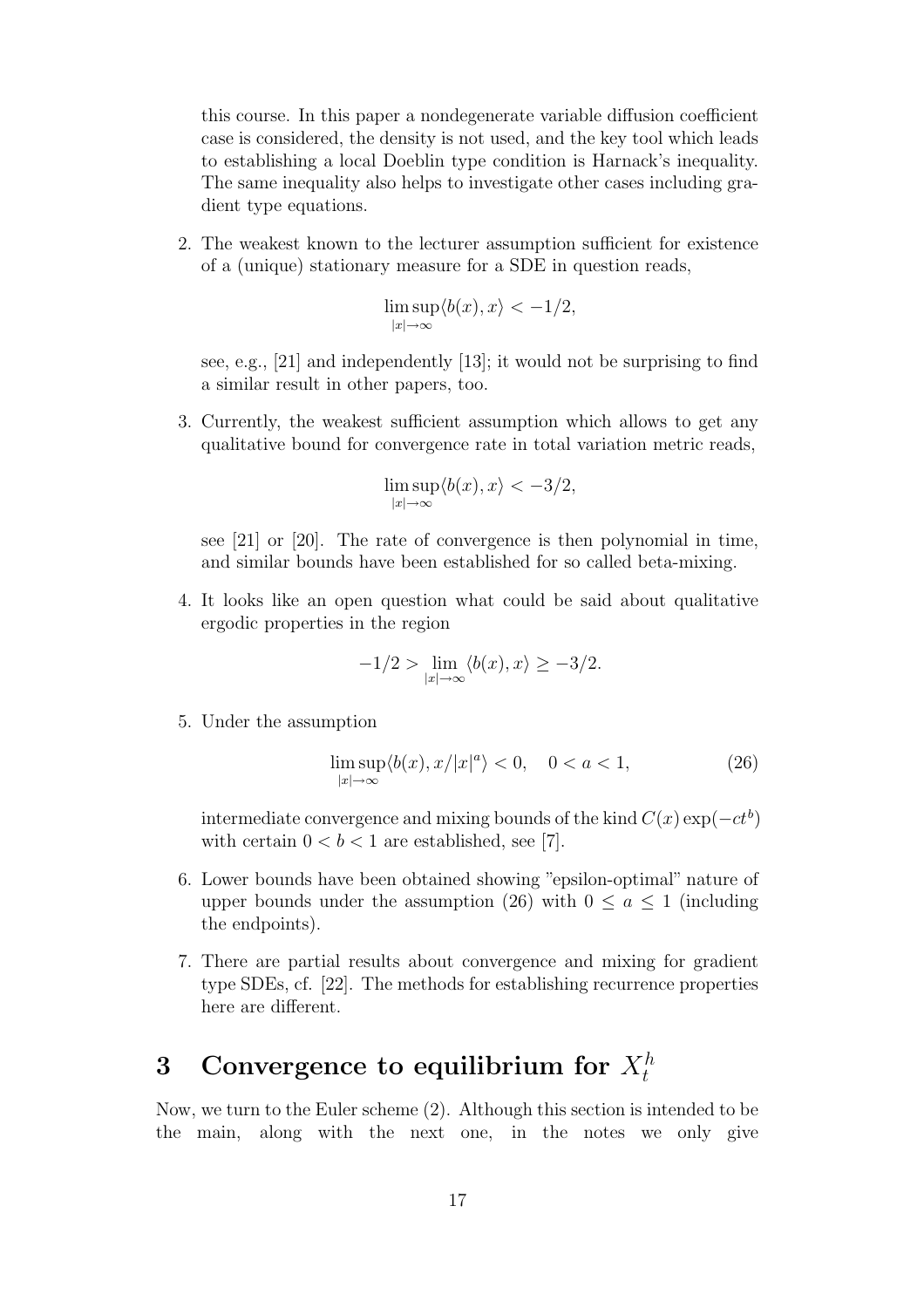this course. In this paper a nondegenerate variable diffusion coefficient case is considered, the density is not used, and the key tool which leads to establishing a local Doeblin type condition is Harnack's inequality. The same inequality also helps to investigate other cases including gradient type equations.

2. The weakest known to the lecturer assumption sufficient for existence of a (unique) stationary measure for a SDE in question reads,

$$\limsup_{|x|\to\infty} \langle b(x), x\rangle < -1/2,$$

see, e.g., [21] and independently [13]; it would not be surprising to find a similar result in other papers, too.

3. Currently, the weakest sufficient assumption which allows to get any qualitative bound for convergence rate in total variation metric reads,

$$\limsup_{|x|\to\infty} \langle b(x), x\rangle < -3/2,$$

see [21] or [20]. The rate of convergence is then polynomial in time, and similar bounds have been established for so called beta-mixing.

4. It looks like an open question what could be said about qualitative ergodic properties in the region

$$-1/2 > \lim_{|x|\to\infty} \langle b(x), x\rangle \geq -3/2.$$

5. Under the assumption

$$\limsup_{|x|\to\infty} \langle b(x), x/|x|^a\rangle < 0, \quad 0 < a < 1, \tag{26}$$

intermediate convergence and mixing bounds of the kind $C(x)\exp(-ct^b)$ with certain $0 < b < 1$ are established, see [7].

6. Lower bounds have been obtained showing "epsilon-optimal" nature of upper bounds under the assumption (26) with $0 \leq a \leq 1$ (including the endpoints).

7. There are partial results about convergence and mixing for gradient type SDEs, cf. [22]. The methods for establishing recurrence properties here are different.

# 3 Convergence to equilibrium for $X_t^h$

Now, we turn to the Euler scheme (2). Although this section is intended to be the main, along with the next one, in the notes we only give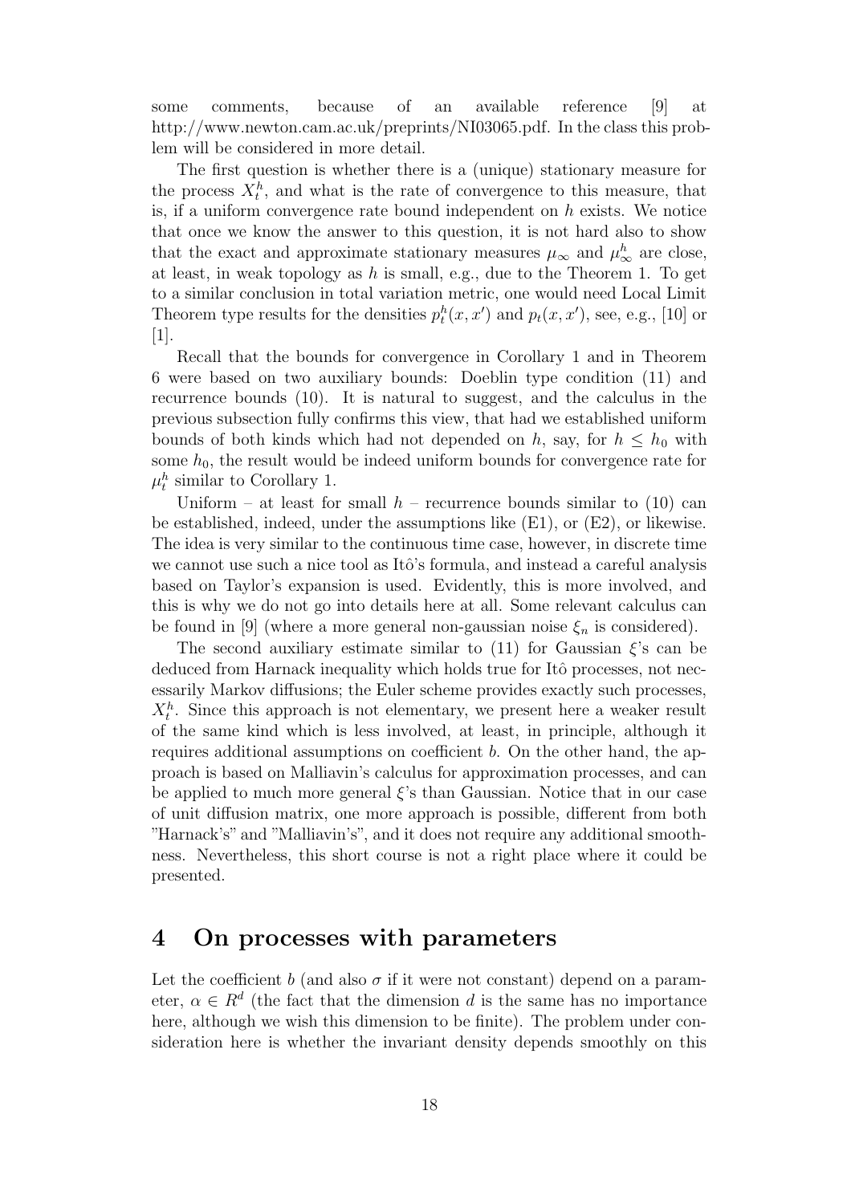some comments, because of an available reference [9] at http://www.newton.cam.ac.uk/preprints/NI03065.pdf. In the class this problem will be considered in more detail.

The first question is whether there is a (unique) stationary measure for the process $X_t^h$, and what is the rate of convergence to this measure, that is, if a uniform convergence rate bound independent on $h$ exists. We notice that once we know the answer to this question, it is not hard also to show that the exact and approximate stationary measures $\mu_\infty$ and $\mu_\infty^h$ are close, at least, in weak topology as $h$ is small, e.g., due to the Theorem 1. To get to a similar conclusion in total variation metric, one would need Local Limit Theorem type results for the densities $p_t^h(x, x')$ and $p_t(x, x')$, see, e.g., [10] or [1].

Recall that the bounds for convergence in Corollary 1 and in Theorem 6 were based on two auxiliary bounds: Doeblin type condition (11) and recurrence bounds (10). It is natural to suggest, and the calculus in the previous subsection fully confirms this view, that had we established uniform bounds of both kinds which had not depended on $h$, say, for $h \leq h_0$ with some $h_0$, the result would be indeed uniform bounds for convergence rate for $\mu_t^h$ similar to Corollary 1.

Uniform – at least for small $h$ – recurrence bounds similar to (10) can be established, indeed, under the assumptions like (E1), or (E2), or likewise. The idea is very similar to the continuous time case, however, in discrete time we cannot use such a nice tool as Itô's formula, and instead a careful analysis based on Taylor's expansion is used. Evidently, this is more involved, and this is why we do not go into details here at all. Some relevant calculus can be found in [9] (where a more general non-gaussian noise $\xi_n$ is considered).

The second auxiliary estimate similar to (11) for Gaussian $\xi$'s can be deduced from Harnack inequality which holds true for Itô processes, not necessarily Markov diffusions; the Euler scheme provides exactly such processes, $X_t^h$. Since this approach is not elementary, we present here a weaker result of the same kind which is less involved, at least, in principle, although it requires additional assumptions on coefficient $b$. On the other hand, the approach is based on Malliavin's calculus for approximation processes, and can be applied to much more general $\xi$'s than Gaussian. Notice that in our case of unit diffusion matrix, one more approach is possible, different from both "Harnack's" and "Malliavin's", and it does not require any additional smoothness. Nevertheless, this short course is not a right place where it could be presented.

# 4 On processes with parameters

Let the coefficient $b$ (and also $\sigma$ if it were not constant) depend on a parameter, $\alpha \in R^d$ (the fact that the dimension $d$ is the same has no importance here, although we wish this dimension to be finite). The problem under consideration here is whether the invariant density depends smoothly on this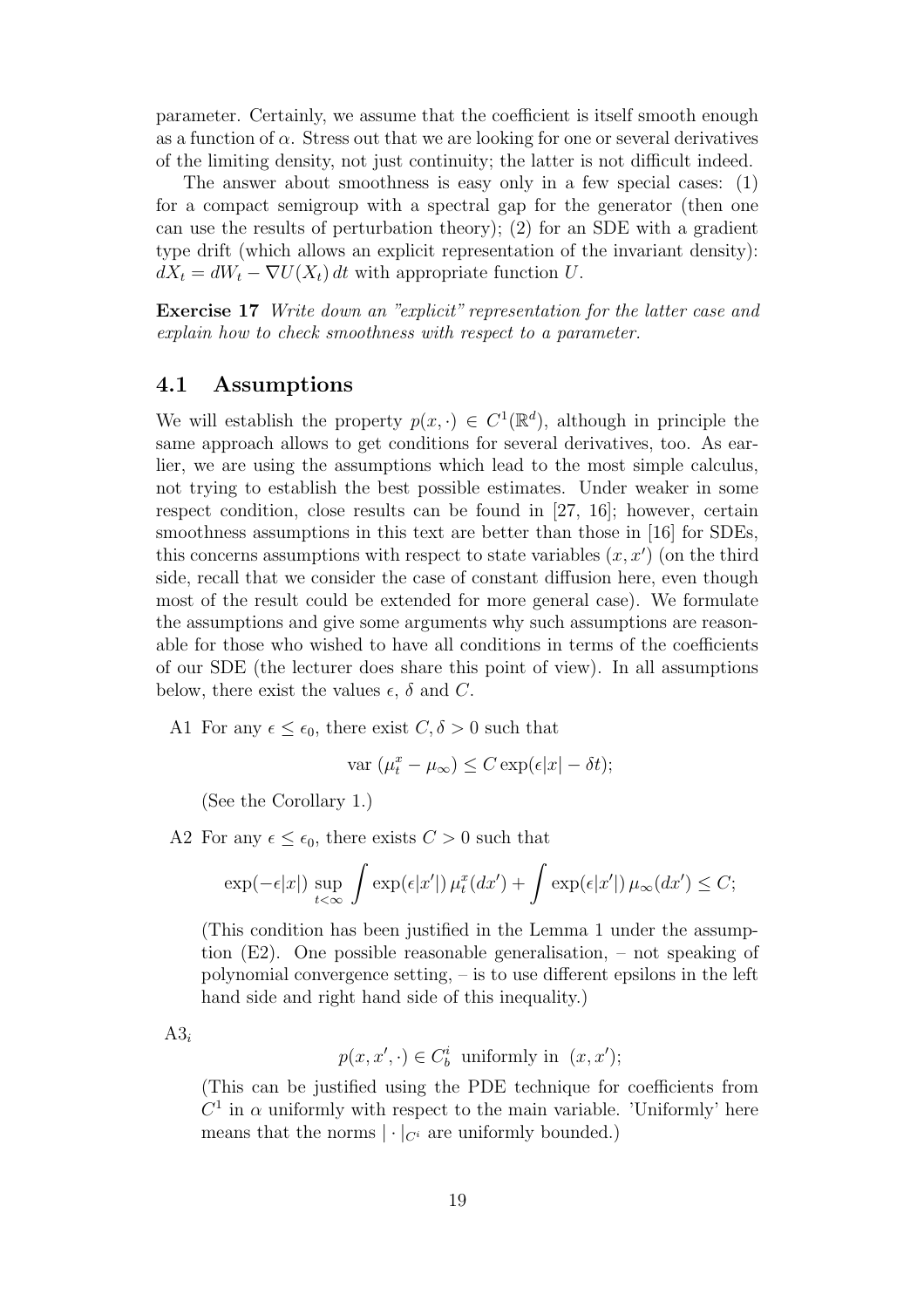parameter. Certainly, we assume that the coefficient is itself smooth enough as a function of $\alpha$. Stress out that we are looking for one or several derivatives of the limiting density, not just continuity; the latter is not difficult indeed.

The answer about smoothness is easy only in a few special cases: (1) for a compact semigroup with a spectral gap for the generator (then one can use the results of perturbation theory); (2) for an SDE with a gradient type drift (which allows an explicit representation of the invariant density): $dX_t = dW_t - \nabla U(X_t)\,dt$ with appropriate function $U$.

**Exercise 17** *Write down an "explicit" representation for the latter case and explain how to check smoothness with respect to a parameter.*

## 4.1 Assumptions

We will establish the property $p(x,\cdot) \in C^1(\mathbb{R}^d)$, although in principle the same approach allows to get conditions for several derivatives, too. As earlier, we are using the assumptions which lead to the most simple calculus, not trying to establish the best possible estimates. Under weaker in some respect condition, close results can be found in [27, 16]; however, certain smoothness assumptions in this text are better than those in [16] for SDEs, this concerns assumptions with respect to state variables $(x, x')$ (on the third side, recall that we consider the case of constant diffusion here, even though most of the result could be extended for more general case). We formulate the assumptions and give some arguments why such assumptions are reasonable for those who wished to have all conditions in terms of the coefficients of our SDE (the lecturer does share this point of view). In all assumptions below, there exist the values $\epsilon$, $\delta$ and $C$.

A1 For any $\epsilon \le \epsilon_0$, there exist $C, \delta > 0$ such that

$$\text{var}\,(\mu_t^x - \mu_\infty) \le C\exp(\epsilon|x| - \delta t);$$

(See the Corollary 1.)

A2 For any $\epsilon \le \epsilon_0$, there exists $C > 0$ such that

$$\exp(-\epsilon|x|)\sup_{t<\infty}\int \exp(\epsilon|x'|)\,\mu_t^x(dx') + \int \exp(\epsilon|x'|)\,\mu_\infty(dx') \le C;$$

(This condition has been justified in the Lemma 1 under the assumption (E2). One possible reasonable generalisation, – not speaking of polynomial convergence setting, – is to use different epsilons in the left hand side and right hand side of this inequality.)

A3$_i$

$$p(x, x', \cdot) \in C_b^i \text{ uniformly in } (x, x');$$

(This can be justified using the PDE technique for coefficients from $C^1$ in $\alpha$ uniformly with respect to the main variable. 'Uniformly' here means that the norms $|\cdot|_{C^i}$ are uniformly bounded.)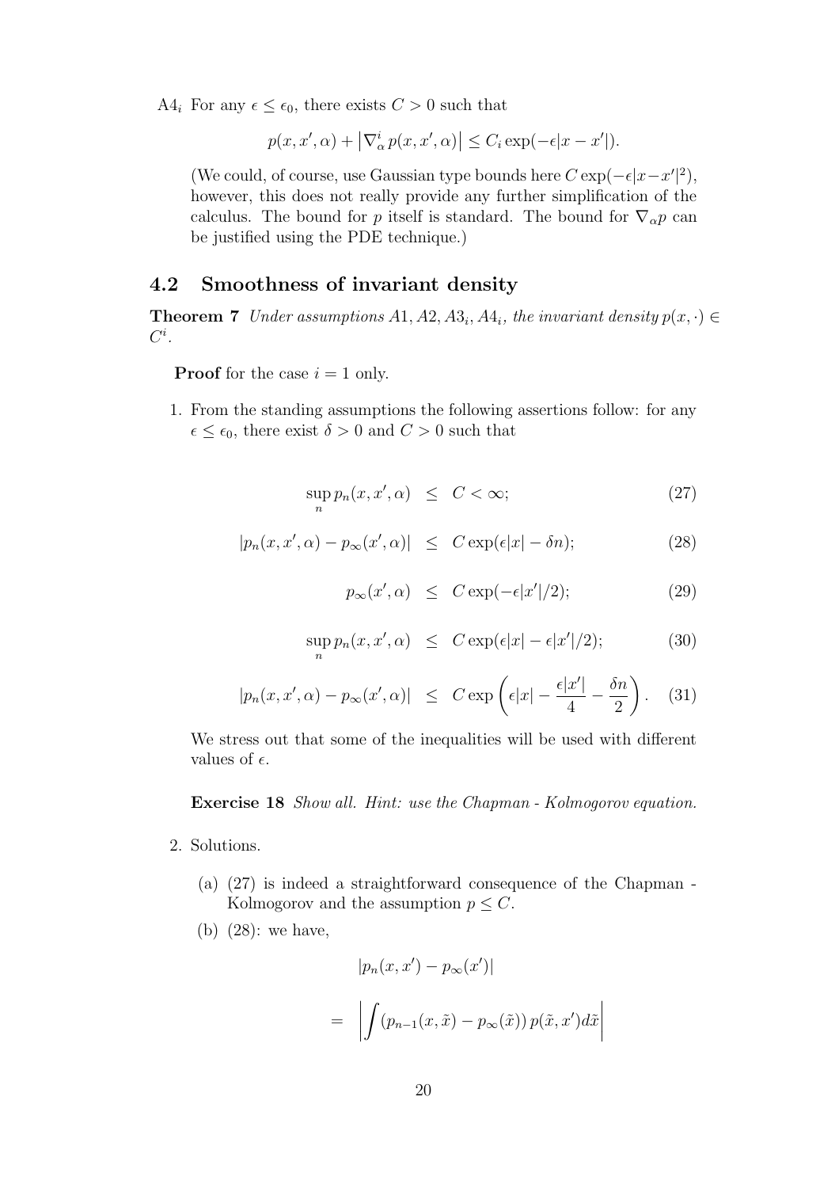A4$_i$ For any $\epsilon \leq \epsilon_0$, there exists $C > 0$ such that

$$p(x, x', \alpha) + \left|\nabla_\alpha^i p(x, x', \alpha)\right| \leq C_i \exp(-\epsilon|x - x'|).$$

(We could, of course, use Gaussian type bounds here $C \exp(-\epsilon|x-x'|^2)$, however, this does not really provide any further simplification of the calculus. The bound for $p$ itself is standard. The bound for $\nabla_\alpha p$ can be justified using the PDE technique.)

## 4.2 Smoothness of invariant density

**Theorem 7** *Under assumptions A1, A2, A3$_i$, A4$_i$, the invariant density $p(x, \cdot) \in C^i$.*

**Proof** for the case $i = 1$ only.

1. From the standing assumptions the following assertions follow: for any $\epsilon \leq \epsilon_0$, there exist $\delta > 0$ and $C > 0$ such that

$$\sup_n p_n(x, x', \alpha) \leq C < \infty; \tag{27}$$

$$|p_n(x, x', \alpha) - p_\infty(x', \alpha)| \leq C \exp(\epsilon|x| - \delta n); \tag{28}$$

$$p_\infty(x', \alpha) \leq C \exp(-\epsilon|x'|/2); \tag{29}$$

$$\sup_n p_n(x, x', \alpha) \leq C \exp(\epsilon|x| - \epsilon|x'|/2); \tag{30}$$

$$|p_n(x, x', \alpha) - p_\infty(x', \alpha)| \leq C \exp\left(\epsilon|x| - \frac{\epsilon|x'|}{4} - \frac{\delta n}{2}\right). \tag{31}$$

We stress out that some of the inequalities will be used with different values of $\epsilon$.

**Exercise 18** *Show all. Hint: use the Chapman - Kolmogorov equation.*

2. Solutions.

   (a) (27) is indeed a straightforward consequence of the Chapman - Kolmogorov and the assumption $p \leq C$.

   (b) (28): we have,

$$|p_n(x, x') - p_\infty(x')|$$

$$= \left|\int (p_{n-1}(x, \tilde{x}) - p_\infty(\tilde{x}))\, p(\tilde{x}, x') d\tilde{x}\right|$$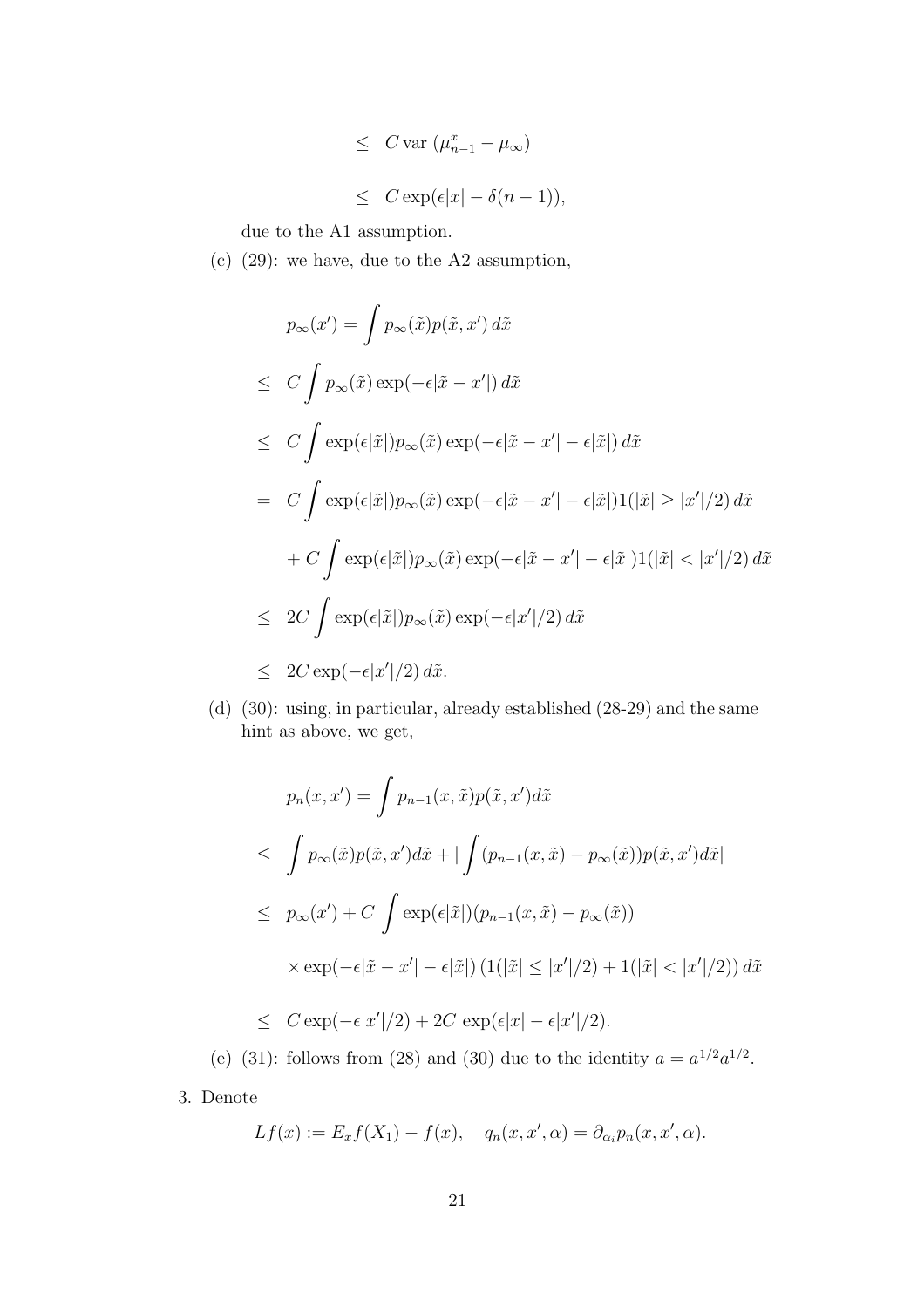$$
\begin{aligned}
&\leq \; C \operatorname{var}\left(\mu_{n-1}^x - \mu_\infty\right) \\
&\leq \; C \exp(\epsilon|x| - \delta(n-1)),
\end{aligned}
$$

due to the A1 assumption.

(c) (29): we have, due to the A2 assumption,

$$
\begin{aligned}
& p_\infty(x') = \int p_\infty(\tilde{x}) p(\tilde{x}, x')\, d\tilde{x} \\
&\leq \; C \int p_\infty(\tilde{x}) \exp(-\epsilon|\tilde{x} - x'|)\, d\tilde{x} \\
&\leq \; C \int \exp(\epsilon|\tilde{x}|) p_\infty(\tilde{x}) \exp(-\epsilon|\tilde{x} - x'| - \epsilon|\tilde{x}|)\, d\tilde{x} \\
&= \; C \int \exp(\epsilon|\tilde{x}|) p_\infty(\tilde{x}) \exp(-\epsilon|\tilde{x} - x'| - \epsilon|\tilde{x}|) 1(|\tilde{x}| \geq |x'|/2)\, d\tilde{x} \\
&\quad + C \int \exp(\epsilon|\tilde{x}|) p_\infty(\tilde{x}) \exp(-\epsilon|\tilde{x} - x'| - \epsilon|\tilde{x}|) 1(|\tilde{x}| < |x'|/2)\, d\tilde{x} \\
&\leq \; 2C \int \exp(\epsilon|\tilde{x}|) p_\infty(\tilde{x}) \exp(-\epsilon|x'|/2)\, d\tilde{x} \\
&\leq \; 2C \exp(-\epsilon|x'|/2)\, d\tilde{x}.
\end{aligned}
$$

(d) (30): using, in particular, already established (28-29) and the same hint as above, we get,

$$
\begin{aligned}
& p_n(x, x') = \int p_{n-1}(x, \tilde{x}) p(\tilde{x}, x') d\tilde{x} \\
&\leq \; \int p_\infty(\tilde{x}) p(\tilde{x}, x') d\tilde{x} + \left| \int (p_{n-1}(x, \tilde{x}) - p_\infty(\tilde{x})) p(\tilde{x}, x') d\tilde{x} \right| \\
&\leq \; p_\infty(x') + C \int \exp(\epsilon|\tilde{x}|)(p_{n-1}(x, \tilde{x}) - p_\infty(\tilde{x})) \\
&\quad \times \exp(-\epsilon|\tilde{x} - x'| - \epsilon|\tilde{x}|) \left(1(|\tilde{x}| \leq |x'|/2) + 1(|\tilde{x}| < |x'|/2)\right) d\tilde{x} \\
&\leq \; C \exp(-\epsilon|x'|/2) + 2C \exp(\epsilon|x| - \epsilon|x'|/2).
\end{aligned}
$$

(e) (31): follows from (28) and (30) due to the identity $a = a^{1/2} a^{1/2}$.

3. Denote

$$
Lf(x) := E_x f(X_1) - f(x), \quad q_n(x, x', \alpha) = \partial_{\alpha_i} p_n(x, x', \alpha).
$$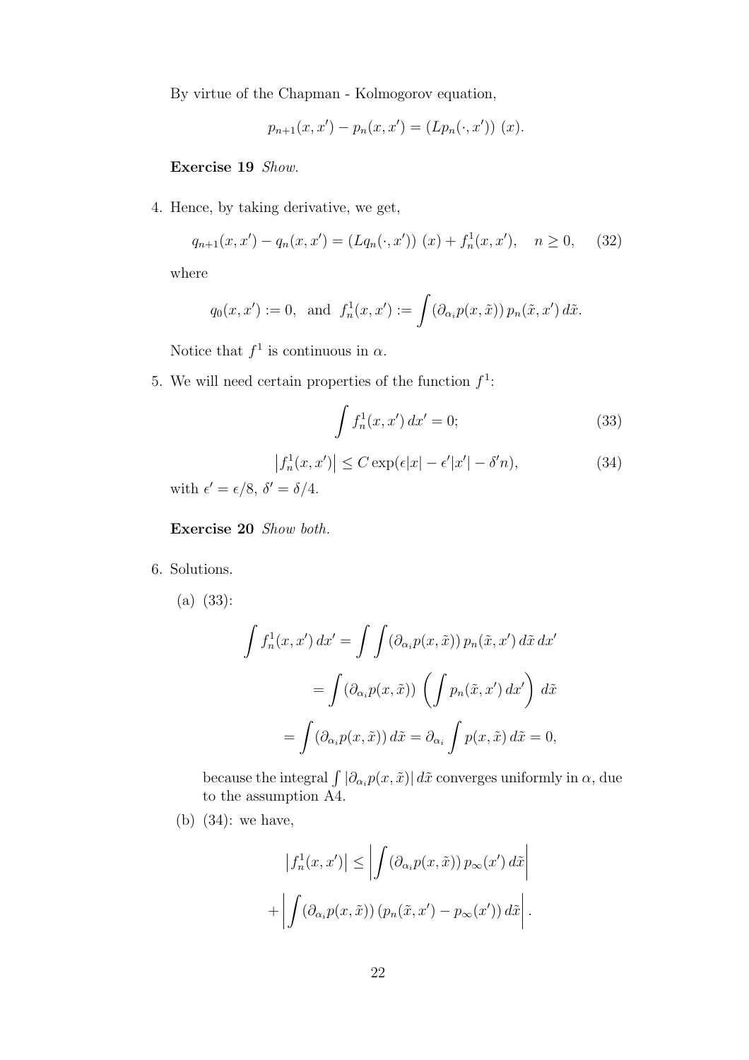By virtue of the Chapman - Kolmogorov equation,

$$p_{n+1}(x, x') - p_n(x, x') = (Lp_n(\cdot, x'))\ (x).$$

**Exercise 19** *Show.*

4. Hence, by taking derivative, we get,

$$q_{n+1}(x, x') - q_n(x, x') = (Lq_n(\cdot, x'))\ (x) + f_n^1(x, x'), \quad n \geq 0, \tag{32}$$

where

$$q_0(x, x') := 0, \ \text{ and } \ f_n^1(x, x') := \int (\partial_{\alpha_i} p(x, \tilde{x}))\, p_n(\tilde{x}, x')\, d\tilde{x}.$$

Notice that $f^1$ is continuous in $\alpha$.

5. We will need certain properties of the function $f^1$:

$$\int f_n^1(x, x')\, dx' = 0; \tag{33}$$

$$\left| f_n^1(x, x') \right| \leq C \exp(\epsilon |x| - \epsilon' |x'| - \delta' n), \tag{34}$$

with $\epsilon' = \epsilon/8$, $\delta' = \delta/4$.

**Exercise 20** *Show both.*

6. Solutions.

   (a) (33):

$$\int f_n^1(x, x')\, dx' = \int \int (\partial_{\alpha_i} p(x, \tilde{x}))\, p_n(\tilde{x}, x')\, d\tilde{x}\, dx'$$

$$= \int (\partial_{\alpha_i} p(x, \tilde{x})) \left( \int p_n(\tilde{x}, x')\, dx' \right)\, d\tilde{x}$$

$$= \int (\partial_{\alpha_i} p(x, \tilde{x}))\, d\tilde{x} = \partial_{\alpha_i} \int p(x, \tilde{x})\, d\tilde{x} = 0,$$

   because the integral $\int |\partial_{\alpha_i} p(x, \tilde{x})|\, d\tilde{x}$ converges uniformly in $\alpha$, due to the assumption A4.

   (b) (34): we have,

$$\left| f_n^1(x, x') \right| \leq \left| \int (\partial_{\alpha_i} p(x, \tilde{x}))\, p_\infty(x')\, d\tilde{x} \right|$$

$$+ \left| \int (\partial_{\alpha_i} p(x, \tilde{x}))\, (p_n(\tilde{x}, x') - p_\infty(x'))\, d\tilde{x} \right|.$$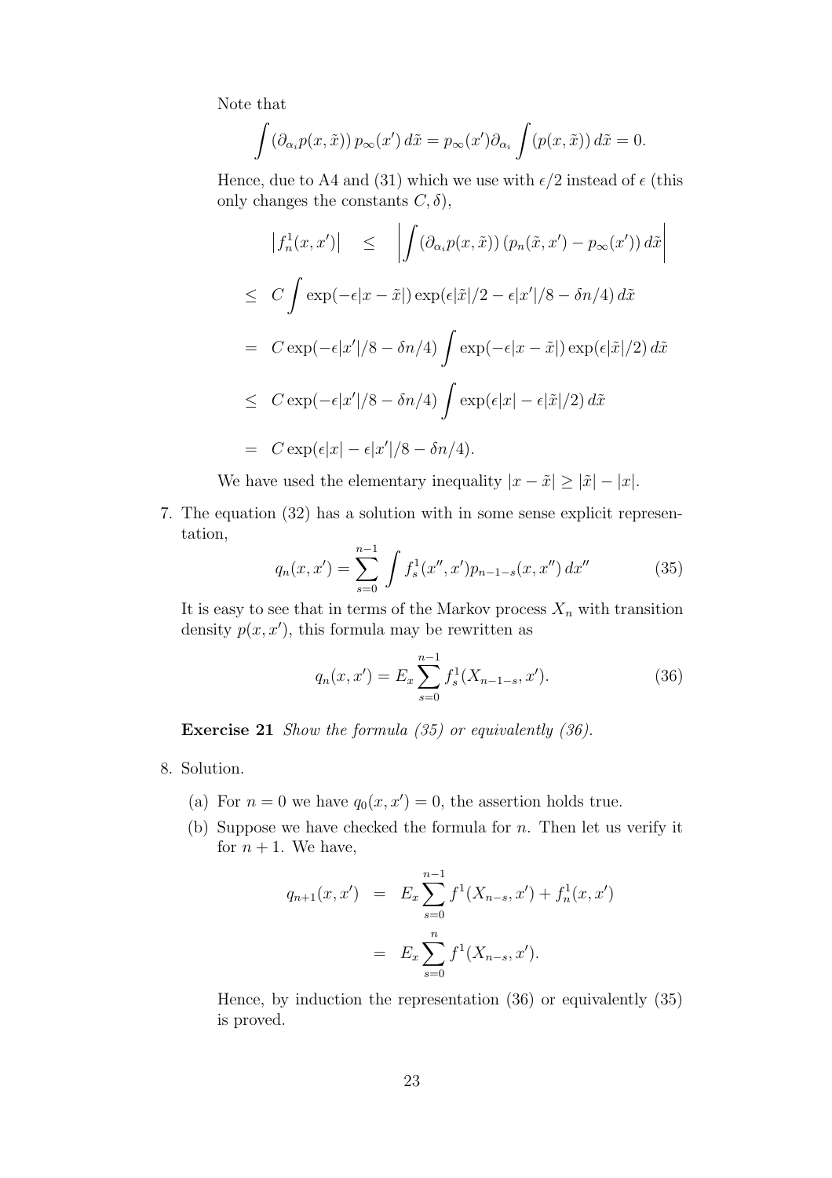Note that

$$\int \left(\partial_{\alpha_i} p(x, \tilde{x})\right) p_\infty(x')\, d\tilde{x} = p_\infty(x') \partial_{\alpha_i} \int \left(p(x, \tilde{x})\right) d\tilde{x} = 0.$$

Hence, due to A4 and (31) which we use with $\epsilon/2$ instead of $\epsilon$ (this only changes the constants $C, \delta$),

$$\begin{aligned}
\left|f_n^1(x, x')\right| \quad &\leq \quad \left|\int \left(\partial_{\alpha_i} p(x, \tilde{x})\right) \left(p_n(\tilde{x}, x') - p_\infty(x')\right) d\tilde{x}\right| \\
&\leq \quad C \int \exp(-\epsilon|x - \tilde{x}|) \exp(\epsilon|\tilde{x}|/2 - \epsilon|x'|/8 - \delta n/4)\, d\tilde{x} \\
&= \quad C \exp(-\epsilon|x'|/8 - \delta n/4) \int \exp(-\epsilon|x - \tilde{x}|) \exp(\epsilon|\tilde{x}|/2)\, d\tilde{x} \\
&\leq \quad C \exp(-\epsilon|x'|/8 - \delta n/4) \int \exp(\epsilon|x| - \epsilon|\tilde{x}|/2)\, d\tilde{x} \\
&= \quad C \exp(\epsilon|x| - \epsilon|x'|/8 - \delta n/4).
\end{aligned}$$

We have used the elementary inequality $|x - \tilde{x}| \geq |\tilde{x}| - |x|$.

7. The equation (32) has a solution with in some sense explicit representation,

$$q_n(x, x') = \sum_{s=0}^{n-1} \int f_s^1(x'', x') p_{n-1-s}(x, x'')\, dx'' \tag{35}$$

It is easy to see that in terms of the Markov process $X_n$ with transition density $p(x, x')$, this formula may be rewritten as

$$q_n(x, x') = E_x \sum_{s=0}^{n-1} f_s^1(X_{n-1-s}, x'). \tag{36}$$

**Exercise 21** *Show the formula (35) or equivalently (36).*

8. Solution.

   (a) For $n = 0$ we have $q_0(x, x') = 0$, the assertion holds true.

   (b) Suppose we have checked the formula for $n$. Then let us verify it for $n + 1$. We have,

$$\begin{aligned}
q_{n+1}(x, x') \quad &= \quad E_x \sum_{s=0}^{n-1} f^1(X_{n-s}, x') + f_n^1(x, x') \\
&= \quad E_x \sum_{s=0}^{n} f^1(X_{n-s}, x').
\end{aligned}$$

   Hence, by induction the representation (36) or equivalently (35) is proved.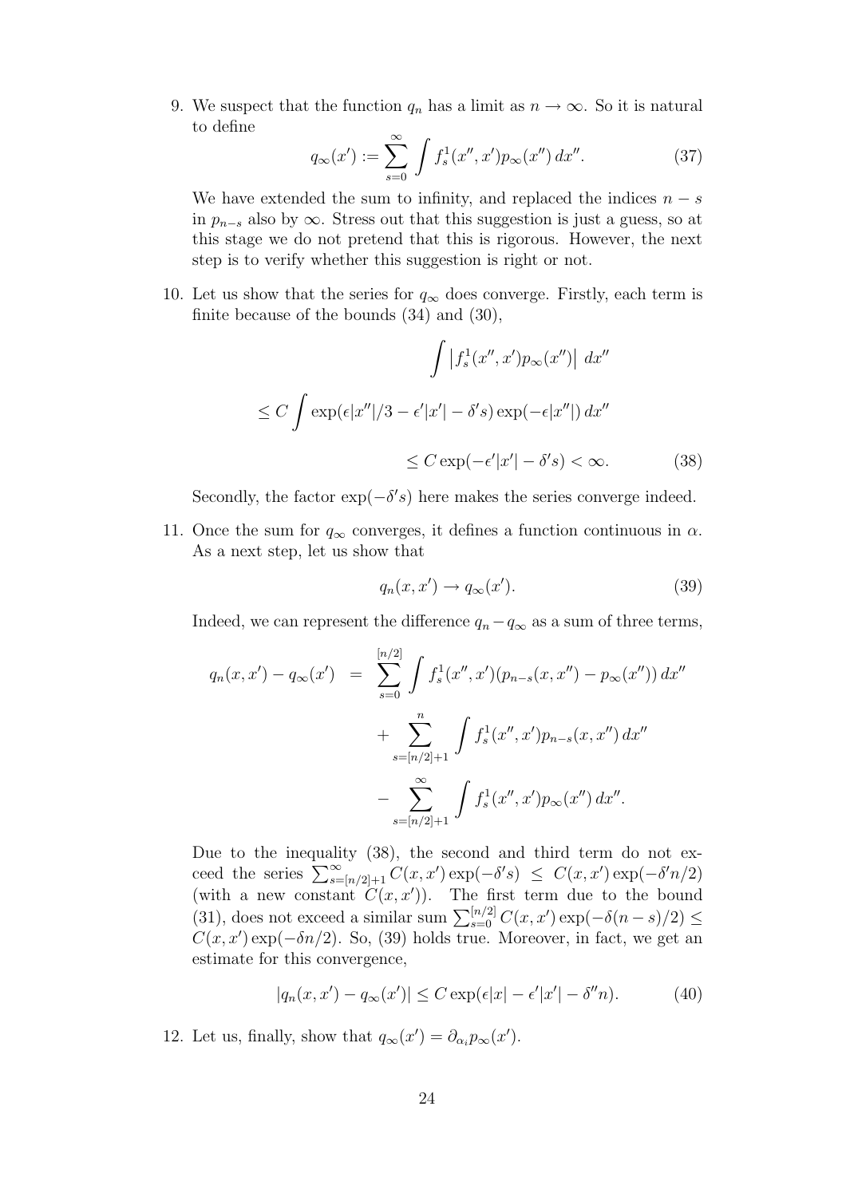9. We suspect that the function $q_n$ has a limit as $n \to \infty$. So it is natural to define

$$q_\infty(x') := \sum_{s=0}^{\infty} \int f_s^1(x'', x') p_\infty(x'') \, dx''. \tag{37}$$

We have extended the sum to infinity, and replaced the indices $n - s$ in $p_{n-s}$ also by $\infty$. Stress out that this suggestion is just a guess, so at this stage we do not pretend that this is rigorous. However, the next step is to verify whether this suggestion is right or not.

10. Let us show that the series for $q_\infty$ does converge. Firstly, each term is finite because of the bounds (34) and (30),

$$\int \left| f_s^1(x'', x') p_\infty(x'') \right| \, dx''$$

$$\leq C \int \exp(\epsilon |x''|/3 - \epsilon' |x'| - \delta' s) \exp(-\epsilon |x''|) \, dx''$$

$$\leq C \exp(-\epsilon' |x'| - \delta' s) < \infty. \tag{38}$$

Secondly, the factor $\exp(-\delta' s)$ here makes the series converge indeed.

11. Once the sum for $q_\infty$ converges, it defines a function continuous in $\alpha$. As a next step, let us show that

$$q_n(x, x') \to q_\infty(x'). \tag{39}$$

Indeed, we can represent the difference $q_n - q_\infty$ as a sum of three terms,

$$\begin{aligned} q_n(x, x') - q_\infty(x') &= \sum_{s=0}^{[n/2]} \int f_s^1(x'', x')(p_{n-s}(x, x'') - p_\infty(x'')) \, dx'' \\ &+ \sum_{s=[n/2]+1}^{n} \int f_s^1(x'', x') p_{n-s}(x, x'') \, dx'' \\ &- \sum_{s=[n/2]+1}^{\infty} \int f_s^1(x'', x') p_\infty(x'') \, dx''. \end{aligned}$$

Due to the inequality (38), the second and third term do not exceed the series $\sum_{s=[n/2]+1}^{\infty} C(x, x') \exp(-\delta' s) \leq C(x, x') \exp(-\delta' n/2)$ (with a new constant $C(x, x')$). The first term due to the bound (31), does not exceed a similar sum $\sum_{s=0}^{[n/2]} C(x, x') \exp(-\delta(n - s)/2) \leq C(x, x') \exp(-\delta n/2)$. So, (39) holds true. Moreover, in fact, we get an estimate for this convergence,

$$|q_n(x, x') - q_\infty(x')| \leq C \exp(\epsilon |x| - \epsilon' |x'| - \delta'' n). \tag{40}$$

12. Let us, finally, show that $q_\infty(x') = \partial_{\alpha_i} p_\infty(x')$.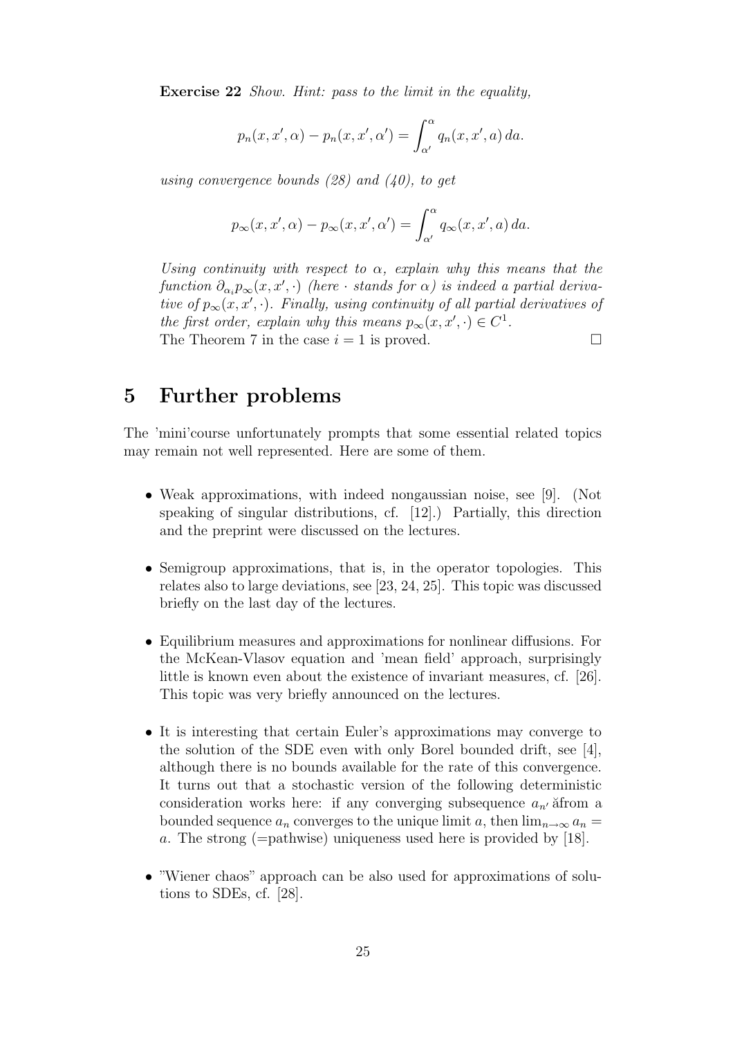**Exercise 22** *Show. Hint: pass to the limit in the equality,*

$$p_n(x, x', \alpha) - p_n(x, x', \alpha') = \int_{\alpha'}^{\alpha} q_n(x, x', a)\, da.$$

*using convergence bounds (28) and (40), to get*

$$p_\infty(x, x', \alpha) - p_\infty(x, x', \alpha') = \int_{\alpha'}^{\alpha} q_\infty(x, x', a)\, da.$$

*Using continuity with respect to $\alpha$, explain why this means that the function $\partial_{\alpha_i} p_\infty(x, x', \cdot)$ (here $\cdot$ stands for $\alpha$) is indeed a partial derivative of $p_\infty(x, x', \cdot)$. Finally, using continuity of all partial derivatives of the first order, explain why this means $p_\infty(x, x', \cdot) \in C^1$.*
The Theorem 7 in the case $i = 1$ is proved. □

# 5 Further problems

The 'mini'course unfortunately prompts that some essential related topics may remain not well represented. Here are some of them.

- Weak approximations, with indeed nongaussian noise, see [9]. (Not speaking of singular distributions, cf. [12].) Partially, this direction and the preprint were discussed on the lectures.

- Semigroup approximations, that is, in the operator topologies. This relates also to large deviations, see [23, 24, 25]. This topic was discussed briefly on the last day of the lectures.

- Equilibrium measures and approximations for nonlinear diffusions. For the McKean-Vlasov equation and 'mean field' approach, surprisingly little is known even about the existence of invariant measures, cf. [26]. This topic was very briefly announced on the lectures.

- It is interesting that certain Euler's approximations may converge to the solution of the SDE even with only Borel bounded drift, see [4], although there is no bounds available for the rate of this convergence. It turns out that a stochastic version of the following deterministic consideration works here: if any converging subsequence $a_{n'}$ ăfrom a bounded sequence $a_n$ converges to the unique limit $a$, then $\lim_{n\to\infty} a_n = a$. The strong (=pathwise) uniqueness used here is provided by [18].

- "Wiener chaos" approach can be also used for approximations of solutions to SDEs, cf. [28].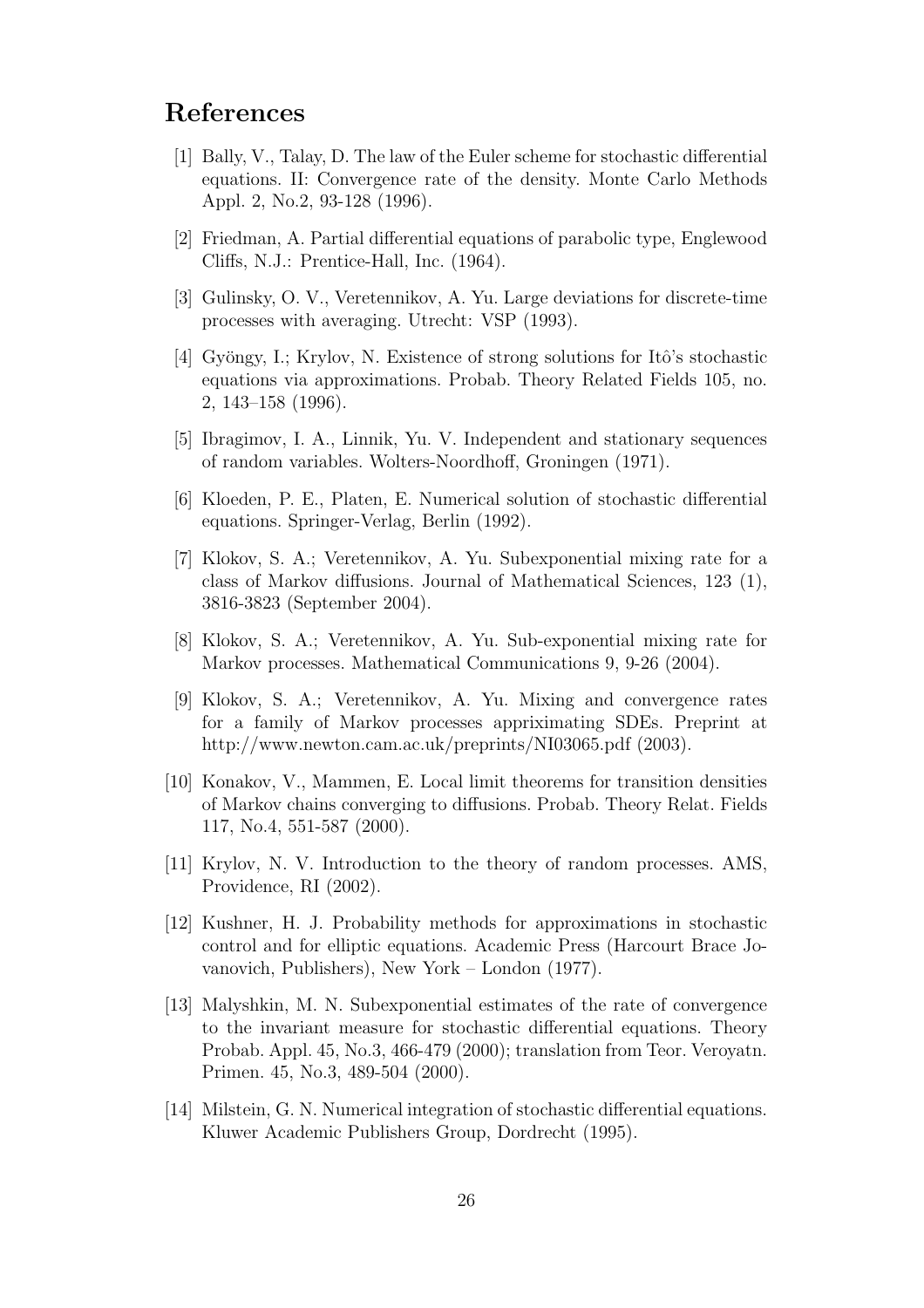# References

[1] Bally, V., Talay, D. The law of the Euler scheme for stochastic differential equations. II: Convergence rate of the density. Monte Carlo Methods Appl. 2, No.2, 93-128 (1996).

[2] Friedman, A. Partial differential equations of parabolic type, Englewood Cliffs, N.J.: Prentice-Hall, Inc. (1964).

[3] Gulinsky, O. V., Veretennikov, A. Yu. Large deviations for discrete-time processes with averaging. Utrecht: VSP (1993).

[4] Gyöngy, I.; Krylov, N. Existence of strong solutions for Itô's stochastic equations via approximations. Probab. Theory Related Fields 105, no. 2, 143–158 (1996).

[5] Ibragimov, I. A., Linnik, Yu. V. Independent and stationary sequences of random variables. Wolters-Noordhoff, Groningen (1971).

[6] Kloeden, P. E., Platen, E. Numerical solution of stochastic differential equations. Springer-Verlag, Berlin (1992).

[7] Klokov, S. A.; Veretennikov, A. Yu. Subexponential mixing rate for a class of Markov diffusions. Journal of Mathematical Sciences, 123 (1), 3816-3823 (September 2004).

[8] Klokov, S. A.; Veretennikov, A. Yu. Sub-exponential mixing rate for Markov processes. Mathematical Communications 9, 9-26 (2004).

[9] Klokov, S. A.; Veretennikov, A. Yu. Mixing and convergence rates for a family of Markov processes appriximating SDEs. Preprint at http://www.newton.cam.ac.uk/preprints/NI03065.pdf (2003).

[10] Konakov, V., Mammen, E. Local limit theorems for transition densities of Markov chains converging to diffusions. Probab. Theory Relat. Fields 117, No.4, 551-587 (2000).

[11] Krylov, N. V. Introduction to the theory of random processes. AMS, Providence, RI (2002).

[12] Kushner, H. J. Probability methods for approximations in stochastic control and for elliptic equations. Academic Press (Harcourt Brace Jovanovich, Publishers), New York – London (1977).

[13] Malyshkin, M. N. Subexponential estimates of the rate of convergence to the invariant measure for stochastic differential equations. Theory Probab. Appl. 45, No.3, 466-479 (2000); translation from Teor. Veroyatn. Primen. 45, No.3, 489-504 (2000).

[14] Milstein, G. N. Numerical integration of stochastic differential equations. Kluwer Academic Publishers Group, Dordrecht (1995).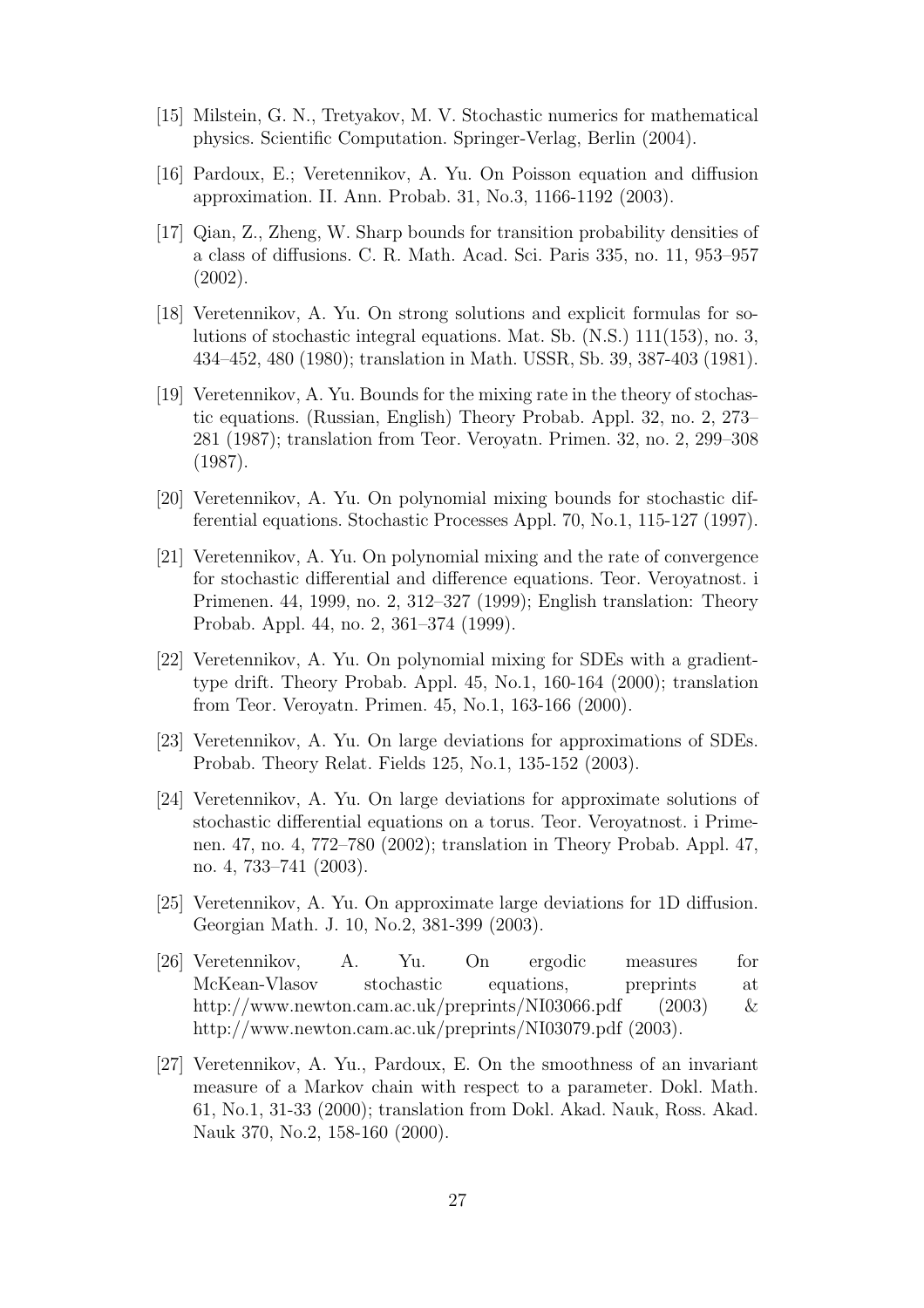[15] Milstein, G. N., Tretyakov, M. V. Stochastic numerics for mathematical physics. Scientific Computation. Springer-Verlag, Berlin (2004).

[16] Pardoux, E.; Veretennikov, A. Yu. On Poisson equation and diffusion approximation. II. Ann. Probab. 31, No.3, 1166-1192 (2003).

[17] Qian, Z., Zheng, W. Sharp bounds for transition probability densities of a class of diffusions. C. R. Math. Acad. Sci. Paris 335, no. 11, 953–957 (2002).

[18] Veretennikov, A. Yu. On strong solutions and explicit formulas for solutions of stochastic integral equations. Mat. Sb. (N.S.) 111(153), no. 3, 434–452, 480 (1980); translation in Math. USSR, Sb. 39, 387-403 (1981).

[19] Veretennikov, A. Yu. Bounds for the mixing rate in the theory of stochastic equations. (Russian, English) Theory Probab. Appl. 32, no. 2, 273–281 (1987); translation from Teor. Veroyatn. Primen. 32, no. 2, 299–308 (1987).

[20] Veretennikov, A. Yu. On polynomial mixing bounds for stochastic differential equations. Stochastic Processes Appl. 70, No.1, 115-127 (1997).

[21] Veretennikov, A. Yu. On polynomial mixing and the rate of convergence for stochastic differential and difference equations. Teor. Veroyatnost. i Primenen. 44, 1999, no. 2, 312–327 (1999); English translation: Theory Probab. Appl. 44, no. 2, 361–374 (1999).

[22] Veretennikov, A. Yu. On polynomial mixing for SDEs with a gradient-type drift. Theory Probab. Appl. 45, No.1, 160-164 (2000); translation from Teor. Veroyatn. Primen. 45, No.1, 163-166 (2000).

[23] Veretennikov, A. Yu. On large deviations for approximations of SDEs. Probab. Theory Relat. Fields 125, No.1, 135-152 (2003).

[24] Veretennikov, A. Yu. On large deviations for approximate solutions of stochastic differential equations on a torus. Teor. Veroyatnost. i Primenen. 47, no. 4, 772–780 (2002); translation in Theory Probab. Appl. 47, no. 4, 733–741 (2003).

[25] Veretennikov, A. Yu. On approximate large deviations for 1D diffusion. Georgian Math. J. 10, No.2, 381-399 (2003).

[26] Veretennikov, A. Yu. On ergodic measures for McKean-Vlasov stochastic equations, preprints at http://www.newton.cam.ac.uk/preprints/NI03066.pdf (2003) & http://www.newton.cam.ac.uk/preprints/NI03079.pdf (2003).

[27] Veretennikov, A. Yu., Pardoux, E. On the smoothness of an invariant measure of a Markov chain with respect to a parameter. Dokl. Math. 61, No.1, 31-33 (2000); translation from Dokl. Akad. Nauk, Ross. Akad. Nauk 370, No.2, 158-160 (2000).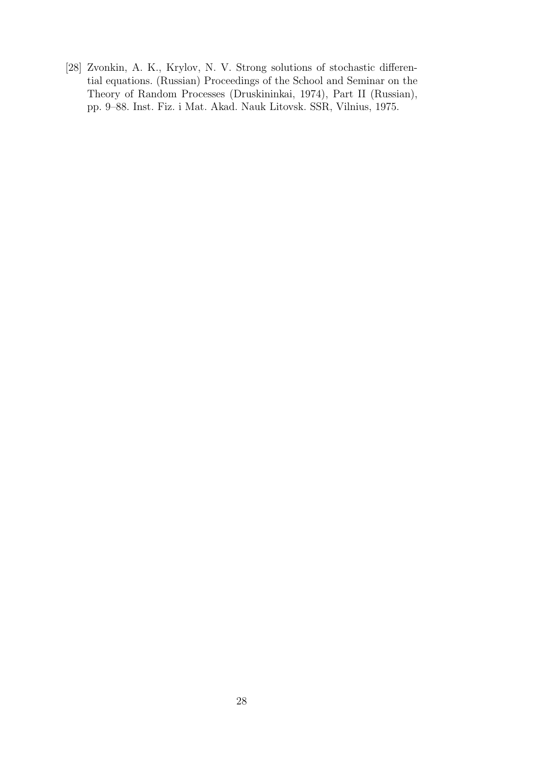[28] Zvonkin, A. K., Krylov, N. V. Strong solutions of stochastic differential equations. (Russian) Proceedings of the School and Seminar on the Theory of Random Processes (Druskininkai, 1974), Part II (Russian), pp. 9–88. Inst. Fiz. i Mat. Akad. Nauk Litovsk. SSR, Vilnius, 1975.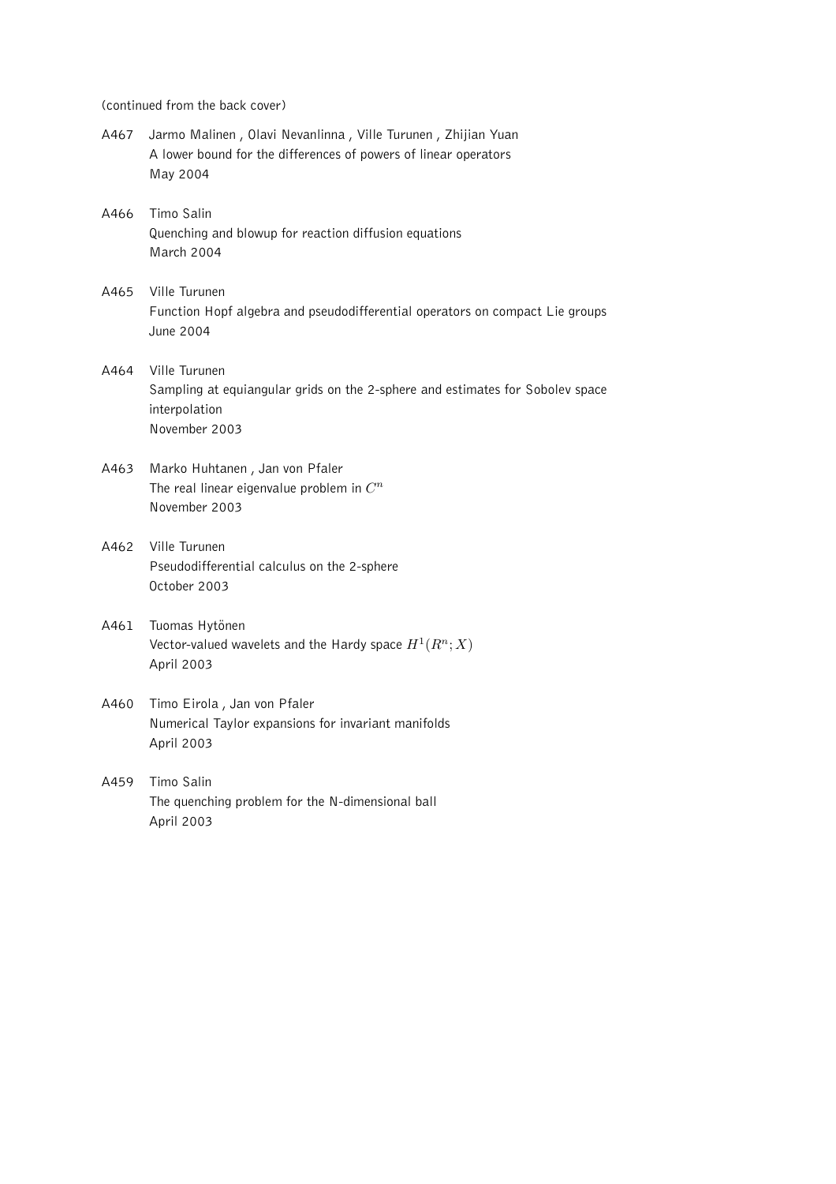(continued from the back cover)

A467 Jarmo Malinen , Olavi Nevanlinna , Ville Turunen , Zhijian Yuan
A lower bound for the differences of powers of linear operators
May 2004

A466 Timo Salin
Quenching and blowup for reaction diffusion equations
March 2004

A465 Ville Turunen
Function Hopf algebra and pseudodifferential operators on compact Lie groups
June 2004

A464 Ville Turunen
Sampling at equiangular grids on the 2-sphere and estimates for Sobolev space interpolation
November 2003

A463 Marko Huhtanen , Jan von Pfaler
The real linear eigenvalue problem in $C^n$
November 2003

A462 Ville Turunen
Pseudodifferential calculus on the 2-sphere
October 2003

A461 Tuomas Hytönen
Vector-valued wavelets and the Hardy space $H^1(R^n; X)$
April 2003

A460 Timo Eirola , Jan von Pfaler
Numerical Taylor expansions for invariant manifolds
April 2003

A459 Timo Salin
The quenching problem for the N-dimensional ball
April 2003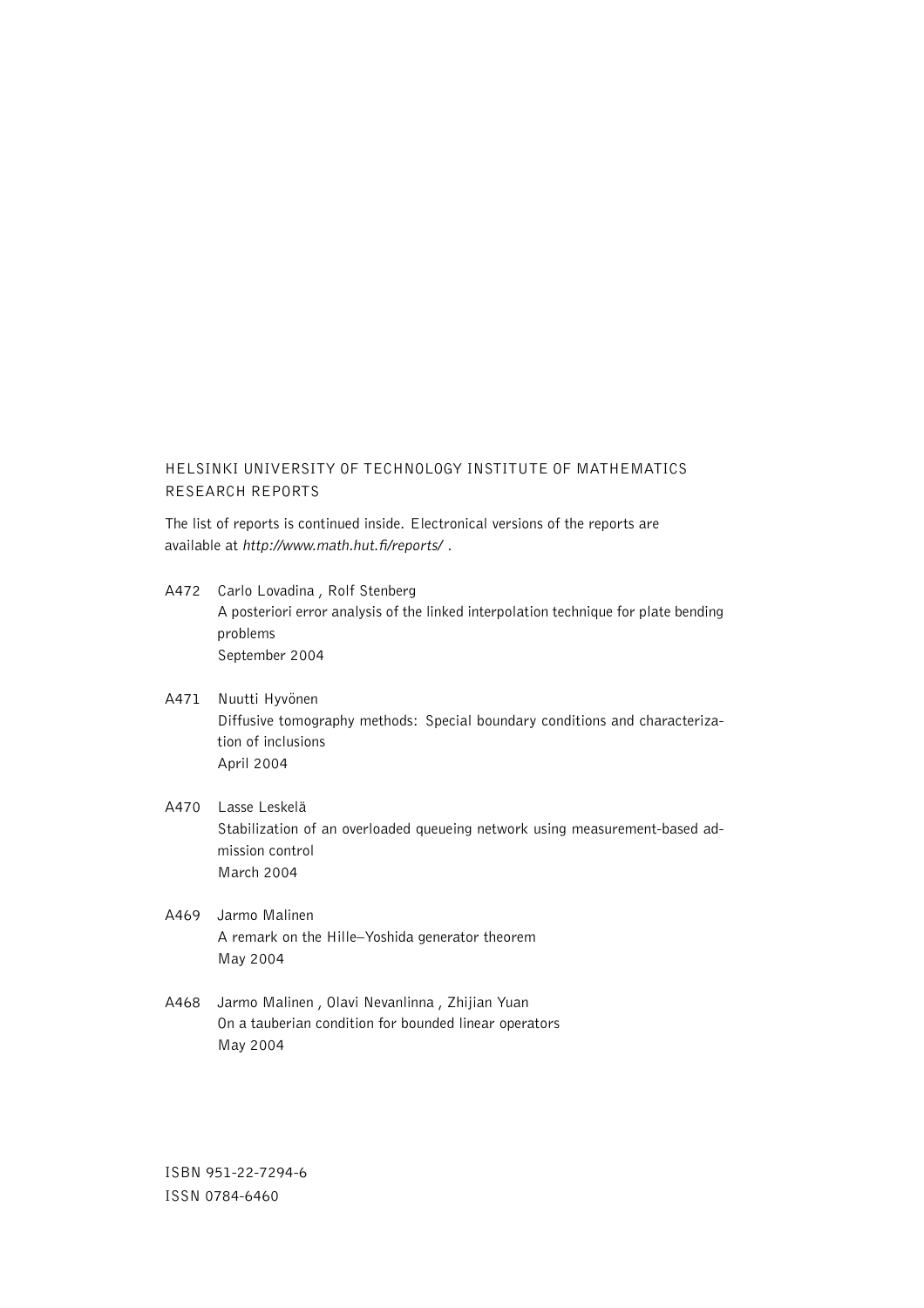HELSINKI UNIVERSITY OF TECHNOLOGY INSTITUTE OF MATHEMATICS RESEARCH REPORTS

The list of reports is continued inside. Electronical versions of the reports are available at *http://www.math.hut.fi/reports/* .

A472 Carlo Lovadina , Rolf Stenberg
A posteriori error analysis of the linked interpolation technique for plate bending problems
September 2004

A471 Nuutti Hyvönen
Diffusive tomography methods: Special boundary conditions and characterization of inclusions
April 2004

A470 Lasse Leskelä
Stabilization of an overloaded queueing network using measurement-based admission control
March 2004

A469 Jarmo Malinen
A remark on the Hille–Yoshida generator theorem
May 2004

A468 Jarmo Malinen , Olavi Nevanlinna , Zhijian Yuan
On a tauberian condition for bounded linear operators
May 2004

ISBN 951-22-7294-6
ISSN 0784-6460